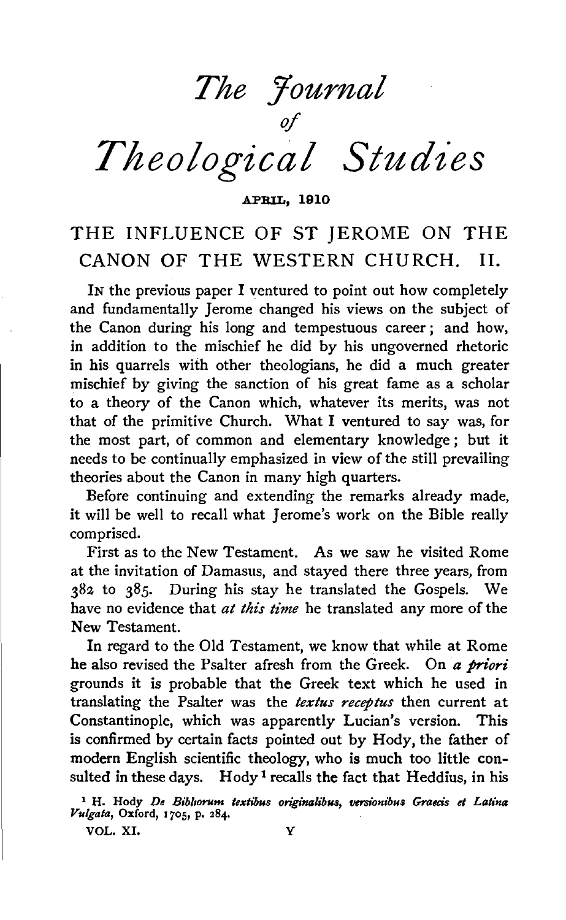# *The Journal of Theological Studies*

APRIL, 1910

## THE INFLUENCE OF ST JEROME ON THE CANON OF THE WESTERN CHURCH. II.

In the previous paper I ventured to point out how completely and fundamentally Jerome changed his views on the subject of the Canon during his long and tempestuous career; and how, in addition to the mischief he did by his ungoverned rhetoric in his quarrels with other theologians, he did a much greater mischief by giving the sanction of his great fame as a scholar to a theory of the Canon which, whatever its merits, was not that of the primitive Church. What I ventured to say was, for the most part, of common and elementary knowledge; but it needs to be continually emphasized in view of the still prevailing theories about the Canon in many high quarters.

Before continuing and extending the remarks already made, it will be well to recall what Jerome's work on the Bible really comprised.

First as to the New Testament. As we saw he visited Rome at the invitation of Damasus, and stayed there three years, from 382 to 385. During his stay he translated the Gospels. We have no evidence that *at this time* he translated any more of the New Testament.

In regard to the Old Testament, we know that while at Rome he also revised the Psalter afresh from the Greek. On *a priori* grounds it is probable that the Greek text which he used in translating the Psalter was the *textus receptus* then current at Constantinople, which was apparently Lucian's version. This is confirmed by certain facts pointed out by Hody, the father of modern English scientific theology, who is much too little consulted in these days. Hody[1] recalls the fact that Heddius, in his

[1] H. Hody *De Bibliorum textibus originalibus, versionibus Graecis et Latina Vulgata*, Oxford, 1705, p. 284.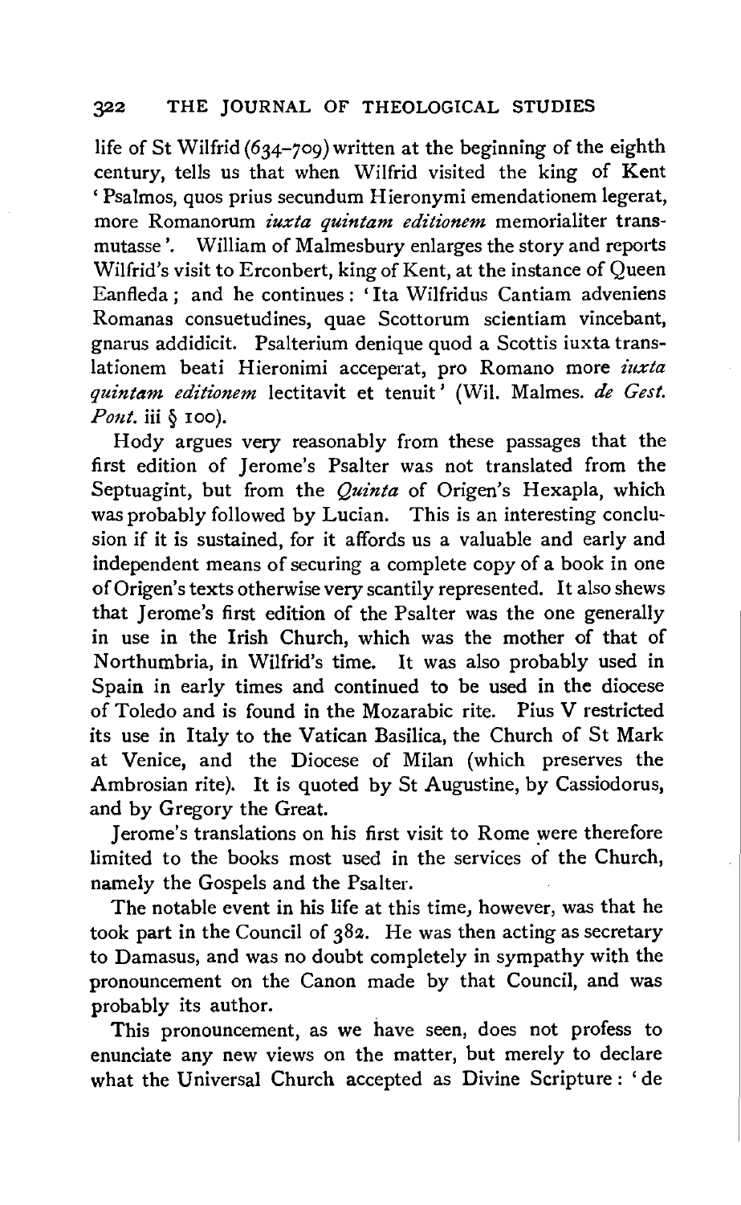life of St Wilfrid (634–709) written at the beginning of the eighth century, tells us that when Wilfrid visited the king of Kent 'Psalmos, quos prius secundum Hieronymi emendationem legerat, more Romanorum *iuxta quintam editionem* memorialiter transmutasse'. William of Malmesbury enlarges the story and reports Wilfrid's visit to Erconbert, king of Kent, at the instance of Queen Eanfleda; and he continues: 'Ita Wilfridus Cantiam adveniens Romanas consuetudines, quae Scottorum scientiam vincebant, gnarus addidicit. Psalterium denique quod a Scottis iuxta translationem beati Hieronimi acceperat, pro Romano more *iuxta quintam editionem* lectitavit et tenuit' (Wil. Malmes. *de Gest. Pont.* iii § 100).

Hody argues very reasonably from these passages that the first edition of Jerome's Psalter was not translated from the Septuagint, but from the *Quinta* of Origen's Hexapla, which was probably followed by Lucian. This is an interesting conclusion if it is sustained, for it affords us a valuable and early and independent means of securing a complete copy of a book in one of Origen's texts otherwise very scantily represented. It also shews that Jerome's first edition of the Psalter was the one generally in use in the Irish Church, which was the mother of that of Northumbria, in Wilfrid's time. It was also probably used in Spain in early times and continued to be used in the diocese of Toledo and is found in the Mozarabic rite. Pius V restricted its use in Italy to the Vatican Basilica, the Church of St Mark at Venice, and the Diocese of Milan (which preserves the Ambrosian rite). It is quoted by St Augustine, by Cassiodorus, and by Gregory the Great.

Jerome's translations on his first visit to Rome were therefore limited to the books most used in the services of the Church, namely the Gospels and the Psalter.

The notable event in his life at this time, however, was that he took part in the Council of 382. He was then acting as secretary to Damasus, and was no doubt completely in sympathy with the pronouncement on the Canon made by that Council, and was probably its author.

This pronouncement, as we have seen, does not profess to enunciate any new views on the matter, but merely to declare what the Universal Church accepted as Divine Scripture: 'de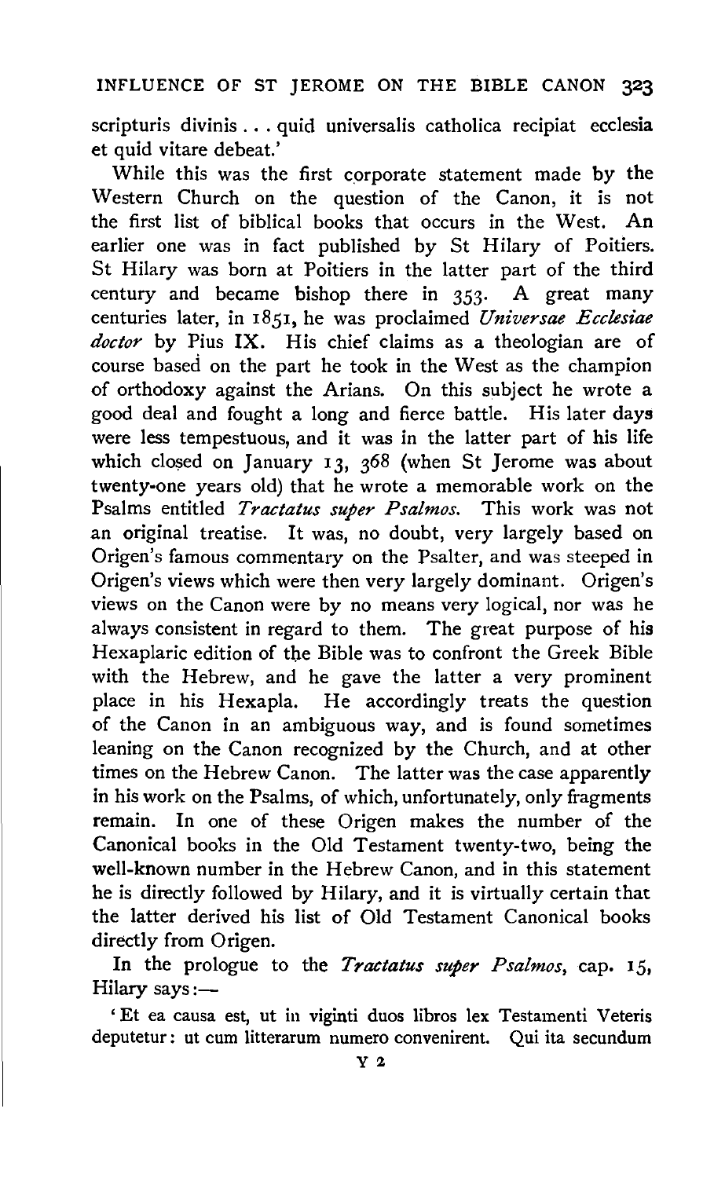scripturis divinis . . . quid universalis catholica recipiat ecclesia et quid vitare debeat.'

While this was the first corporate statement made by the Western Church on the question of the Canon, it is not the first list of biblical books that occurs in the West. An earlier one was in fact published by St Hilary of Poitiers. St Hilary was born at Poitiers in the latter part of the third century and became bishop there in 353. A great many centuries later, in 1851, he was proclaimed *Universae Ecclesiae doctor* by Pius IX. His chief claims as a theologian are of course based on the part he took in the West as the champion of orthodoxy against the Arians. On this subject he wrote a good deal and fought a long and fierce battle. His later days were less tempestuous, and it was in the latter part of his life which closed on January 13, 368 (when St Jerome was about twenty-one years old) that he wrote a memorable work on the Psalms entitled *Tractatus super Psalmos*. This work was not an original treatise. It was, no doubt, very largely based on Origen's famous commentary on the Psalter, and was steeped in Origen's views which were then very largely dominant. Origen's views on the Canon were by no means very logical, nor was he always consistent in regard to them. The great purpose of his Hexaplaric edition of the Bible was to confront the Greek Bible with the Hebrew, and he gave the latter a very prominent place in his Hexapla. He accordingly treats the question of the Canon in an ambiguous way, and is found sometimes leaning on the Canon recognized by the Church, and at other times on the Hebrew Canon. The latter was the case apparently in his work on the Psalms, of which, unfortunately, only fragments remain. In one of these Origen makes the number of the Canonical books in the Old Testament twenty-two, being the well-known number in the Hebrew Canon, and in this statement he is directly followed by Hilary, and it is virtually certain that the latter derived his list of Old Testament Canonical books directly from Origen.

In the prologue to the *Tractatus super Psalmos*, cap. 15, Hilary says:—

'Et ea causa est, ut in viginti duos libros lex Testamenti Veteris deputetur: ut cum litterarum numero convenirent. Qui ita secundum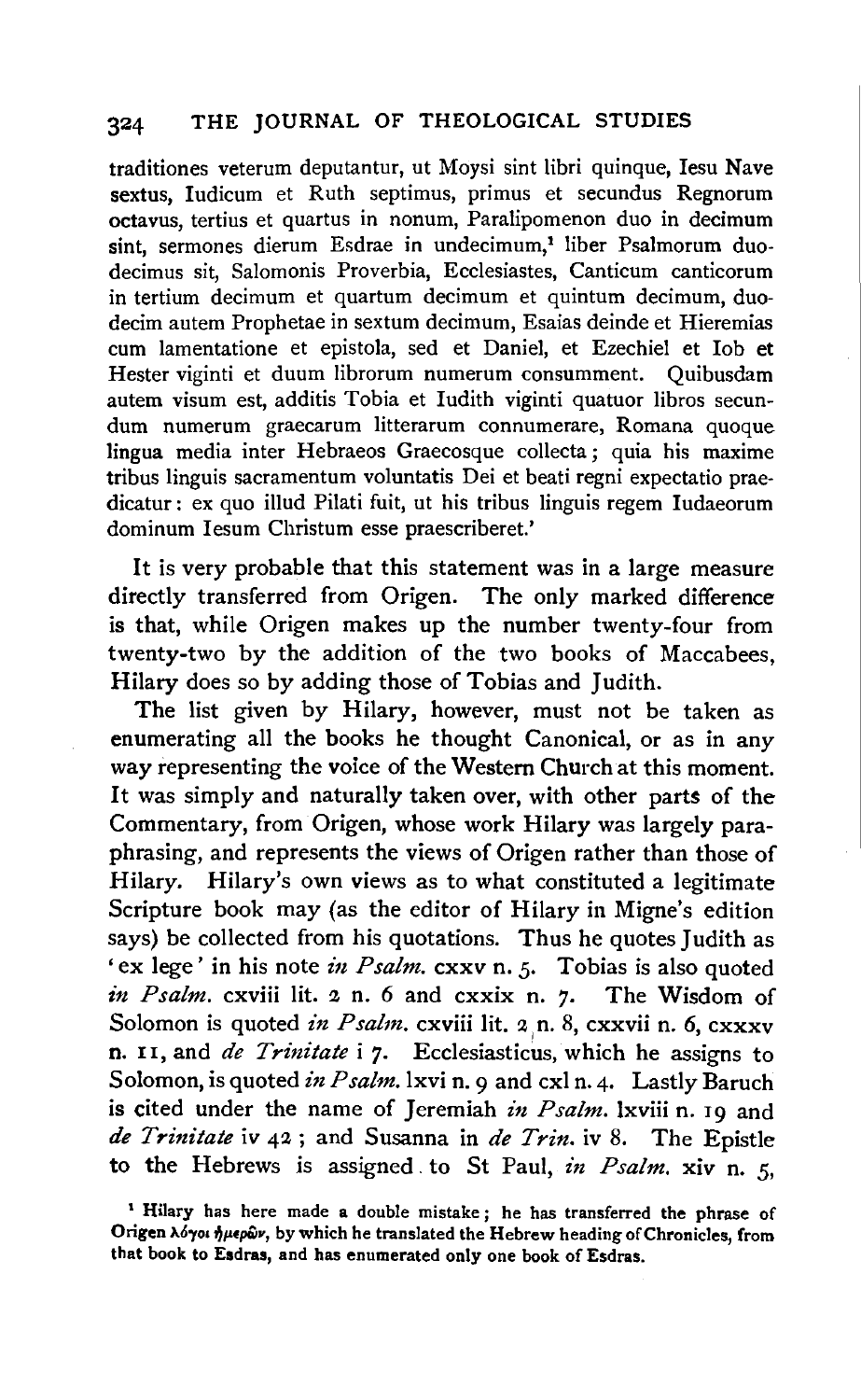traditiones veterum deputantur, ut Moysi sint libri quinque, Iesu Nave sextus, Iudicum et Ruth septimus, primus et secundus Regnorum octavus, tertius et quartus in nonum, Paralipomenon duo in decimum sint, sermones dierum Esdrae in undecimum,[1] liber Psalmorum duodecimus sit, Salomonis Proverbia, Ecclesiastes, Canticum canticorum in tertium decimum et quartum decimum et quintum decimum, duodecim autem Prophetae in sextum decimum, Esaias deinde et Hieremias cum lamentatione et epistola, sed et Daniel, et Ezechiel et Iob et Hester viginti et duum librorum numerum consumment. Quibusdam autem visum est, additis Tobia et Iudith viginti quatuor libros secundum numerum graecarum litterarum connumerare, Romana quoque lingua media inter Hebraeos Graecosque collecta; quia his maxime tribus linguis sacramentum voluntatis Dei et beati regni expectatio praedicatur: ex quo illud Pilati fuit, ut his tribus linguis regem Iudaeorum dominum Iesum Christum esse praescriberet.'

It is very probable that this statement was in a large measure directly transferred from Origen. The only marked difference is that, while Origen makes up the number twenty-four from twenty-two by the addition of the two books of Maccabees, Hilary does so by adding those of Tobias and Judith.

The list given by Hilary, however, must not be taken as enumerating all the books he thought Canonical, or as in any way representing the voice of the Western Church at this moment. It was simply and naturally taken over, with other parts of the Commentary, from Origen, whose work Hilary was largely paraphrasing, and represents the views of Origen rather than those of Hilary. Hilary's own views as to what constituted a legitimate Scripture book may (as the editor of Hilary in Migne's edition says) be collected from his quotations. Thus he quotes Judith as 'ex lege' in his note *in Psalm.* cxxv n. 5. Tobias is also quoted *in Psalm.* cxviii lit. 2 n. 6 and cxxix n. 7. The Wisdom of Solomon is quoted *in Psalm.* cxviii lit. 2 n. 8, cxxvii n. 6, cxxxv n. 11, and *de Trinitate* i 7. Ecclesiasticus, which he assigns to Solomon, is quoted *in Psalm.* lxvi n. 9 and cxl n. 4. Lastly Baruch is cited under the name of Jeremiah *in Psalm.* lxviii n. 19 and *de Trinitate* iv 42; and Susanna in *de Trin.* iv 8. The Epistle to the Hebrews is assigned to St Paul, *in Psalm.* xiv n. 5,

[1] Hilary has here made a double mistake; he has transferred the phrase of Origen λόγοι ἡμερῶν, by which he translated the Hebrew heading of Chronicles, from that book to Esdras, and has enumerated only one book of Esdras.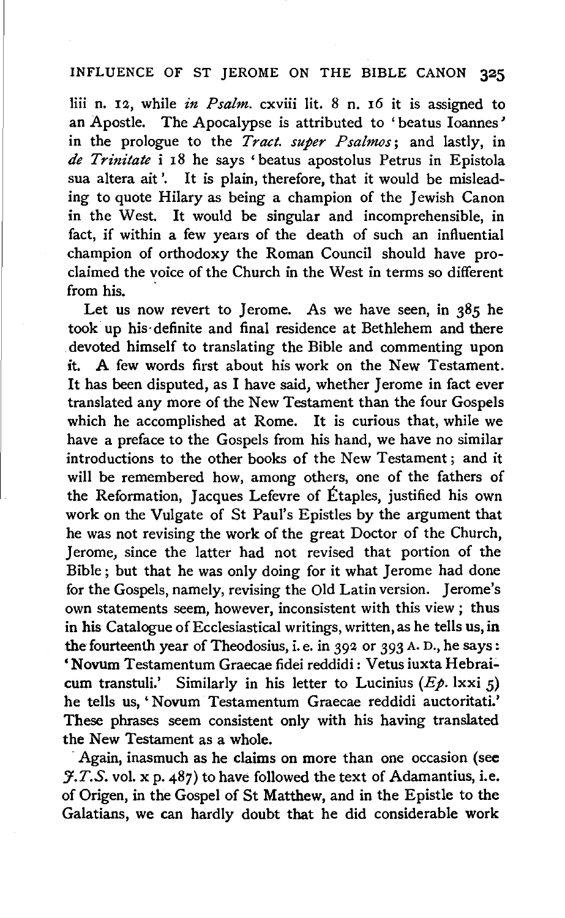liii n. 12, while *in Psalm.* cxviii lit. 8 n. 16 it is assigned to an Apostle. The Apocalypse is attributed to 'beatus Ioannes' in the prologue to the *Tract. super Psalmos*; and lastly, in *de Trinitate* i 18 he says 'beatus apostolus Petrus in Epistola sua altera ait'. It is plain, therefore, that it would be misleading to quote Hilary as being a champion of the Jewish Canon in the West. It would be singular and incomprehensible, in fact, if within a few years of the death of such an influential champion of orthodoxy the Roman Council should have proclaimed the voice of the Church in the West in terms so different from his.

Let us now revert to Jerome. As we have seen, in 385 he took up his definite and final residence at Bethlehem and there devoted himself to translating the Bible and commenting upon it. A few words first about his work on the New Testament. It has been disputed, as I have said, whether Jerome in fact ever translated any more of the New Testament than the four Gospels which he accomplished at Rome. It is curious that, while we have a preface to the Gospels from his hand, we have no similar introductions to the other books of the New Testament; and it will be remembered how, among others, one of the fathers of the Reformation, Jacques Lefevre of Étaples, justified his own work on the Vulgate of St Paul's Epistles by the argument that he was not revising the work of the great Doctor of the Church, Jerome, since the latter had not revised that portion of the Bible; but that he was only doing for it what Jerome had done for the Gospels, namely, revising the Old Latin version. Jerome's own statements seem, however, inconsistent with this view; thus in his Catalogue of Ecclesiastical writings, written, as he tells us, in the fourteenth year of Theodosius, i.e. in 392 or 393 A.D., he says: 'Novum Testamentum Graecae fidei reddidi: Vetus iuxta Hebraicum transtuli.' Similarly in his letter to Lucinius (*Ep.* lxxi 5) he tells us, 'Novum Testamentum Graecae reddidi auctoritati.' These phrases seem consistent only with his having translated the New Testament as a whole.

Again, inasmuch as he claims on more than one occasion (see *J.T.S.* vol. x p. 487) to have followed the text of Adamantius, i.e. of Origen, in the Gospel of St Matthew, and in the Epistle to the Galatians, we can hardly doubt that he did considerable work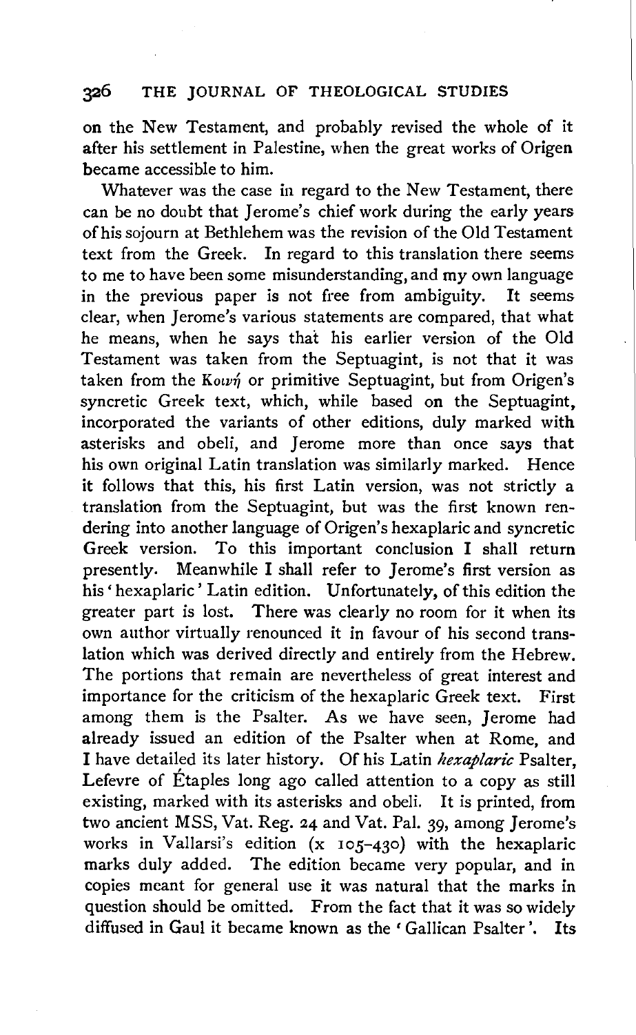on the New Testament, and probably revised the whole of it after his settlement in Palestine, when the great works of Origen became accessible to him.

Whatever was the case in regard to the New Testament, there can be no doubt that Jerome's chief work during the early years of his sojourn at Bethlehem was the revision of the Old Testament text from the Greek. In regard to this translation there seems to me to have been some misunderstanding, and my own language in the previous paper is not free from ambiguity. It seems clear, when Jerome's various statements are compared, that what he means, when he says that his earlier version of the Old Testament was taken from the Septuagint, is not that it was taken from the Κοινή or primitive Septuagint, but from Origen's syncretic Greek text, which, while based on the Septuagint, incorporated the variants of other editions, duly marked with asterisks and obeli, and Jerome more than once says that his own original Latin translation was similarly marked. Hence it follows that this, his first Latin version, was not strictly a translation from the Septuagint, but was the first known rendering into another language of Origen's hexaplaric and syncretic Greek version. To this important conclusion I shall return presently. Meanwhile I shall refer to Jerome's first version as his 'hexaplaric' Latin edition. Unfortunately, of this edition the greater part is lost. There was clearly no room for it when its own author virtually renounced it in favour of his second translation which was derived directly and entirely from the Hebrew. The portions that remain are nevertheless of great interest and importance for the criticism of the hexaplaric Greek text. First among them is the Psalter. As we have seen, Jerome had already issued an edition of the Psalter when at Rome, and I have detailed its later history. Of his Latin *hexaplaric* Psalter, Lefevre of Étaples long ago called attention to a copy as still existing, marked with its asterisks and obeli. It is printed, from two ancient MSS, Vat. Reg. 24 and Vat. Pal. 39, among Jerome's works in Vallarsi's edition (x 105–430) with the hexaplaric marks duly added. The edition became very popular, and in copies meant for general use it was natural that the marks in question should be omitted. From the fact that it was so widely diffused in Gaul it became known as the 'Gallican Psalter'. Its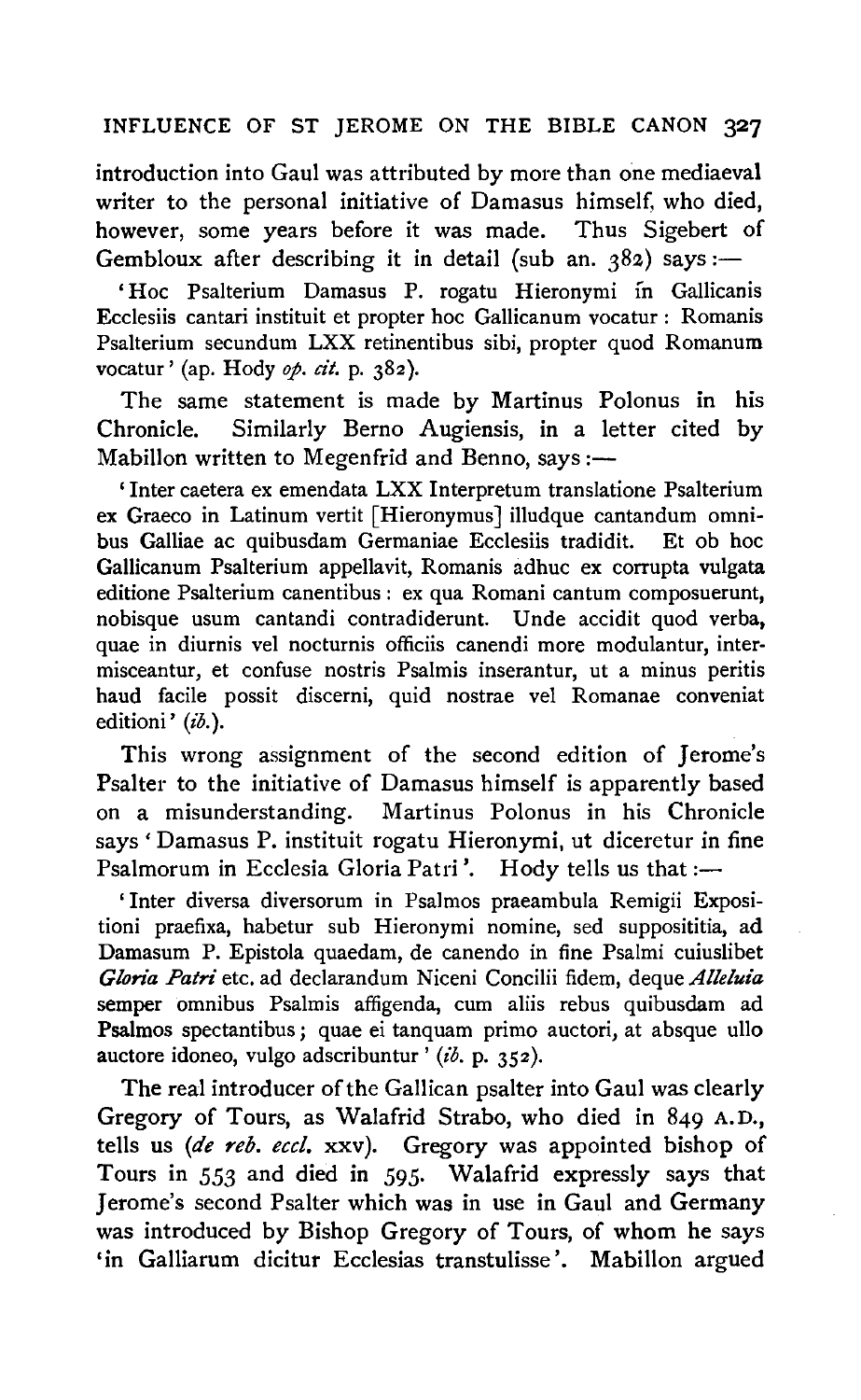introduction into Gaul was attributed by more than one mediaeval writer to the personal initiative of Damasus himself, who died, however, some years before it was made. Thus Sigebert of Gembloux after describing it in detail (sub an. 382) says :—

> 'Hoc Psalterium Damasus P. rogatu Hieronymi in Gallicanis Ecclesiis cantari instituit et propter hoc Gallicanum vocatur : Romanis Psalterium secundum LXX retinentibus sibi, propter quod Romanum vocatur' (ap. Hody *op. cit.* p. 382).

The same statement is made by Martinus Polonus in his Chronicle. Similarly Berno Augiensis, in a letter cited by Mabillon written to Megenfrid and Benno, says :—

> 'Inter caetera ex emendata LXX Interpretum translatione Psalterium ex Graeco in Latinum vertit [Hieronymus] illudque cantandum omnibus Galliae ac quibusdam Germaniae Ecclesiis tradidit. Et ob hoc Gallicanum Psalterium appellavit, Romanis adhuc ex corrupta vulgata editione Psalterium canentibus : ex qua Romani cantum composuerunt, nobisque usum cantandi contradiderunt. Unde accidit quod verba, quae in diurnis vel nocturnis officiis canendi more modulantur, intermisceantur, et confuse nostris Psalmis inserantur, ut a minus peritis haud facile possit discerni, quid nostrae vel Romanae conveniat editioni' (*ib.*).

This wrong assignment of the second edition of Jerome's Psalter to the initiative of Damasus himself is apparently based on a misunderstanding. Martinus Polonus in his Chronicle says 'Damasus P. instituit rogatu Hieronymi, ut diceretur in fine Psalmorum in Ecclesia Gloria Patri'. Hody tells us that :—

> 'Inter diversa diversorum in Psalmos praeambula Remigii Expositioni praefixa, habetur sub Hieronymi nomine, sed supposititia, ad Damasum P. Epistola quaedam, de canendo in fine Psalmi cuiuslibet *Gloria Patri* etc. ad declarandum Niceni Concilii fidem, deque *Alleluia* semper omnibus Psalmis affigenda, cum aliis rebus quibusdam ad Psalmos spectantibus; quae ei tanquam primo auctori, at absque ullo auctore idoneo, vulgo adscribuntur' (*ib.* p. 352).

The real introducer of the Gallican psalter into Gaul was clearly Gregory of Tours, as Walafrid Strabo, who died in 849 A.D., tells us (*de reb. eccl.* xxv). Gregory was appointed bishop of Tours in 553 and died in 595. Walafrid expressly says that Jerome's second Psalter which was in use in Gaul and Germany was introduced by Bishop Gregory of Tours, of whom he says 'in Galliarum dicitur Ecclesias transtulisse'. Mabillon argued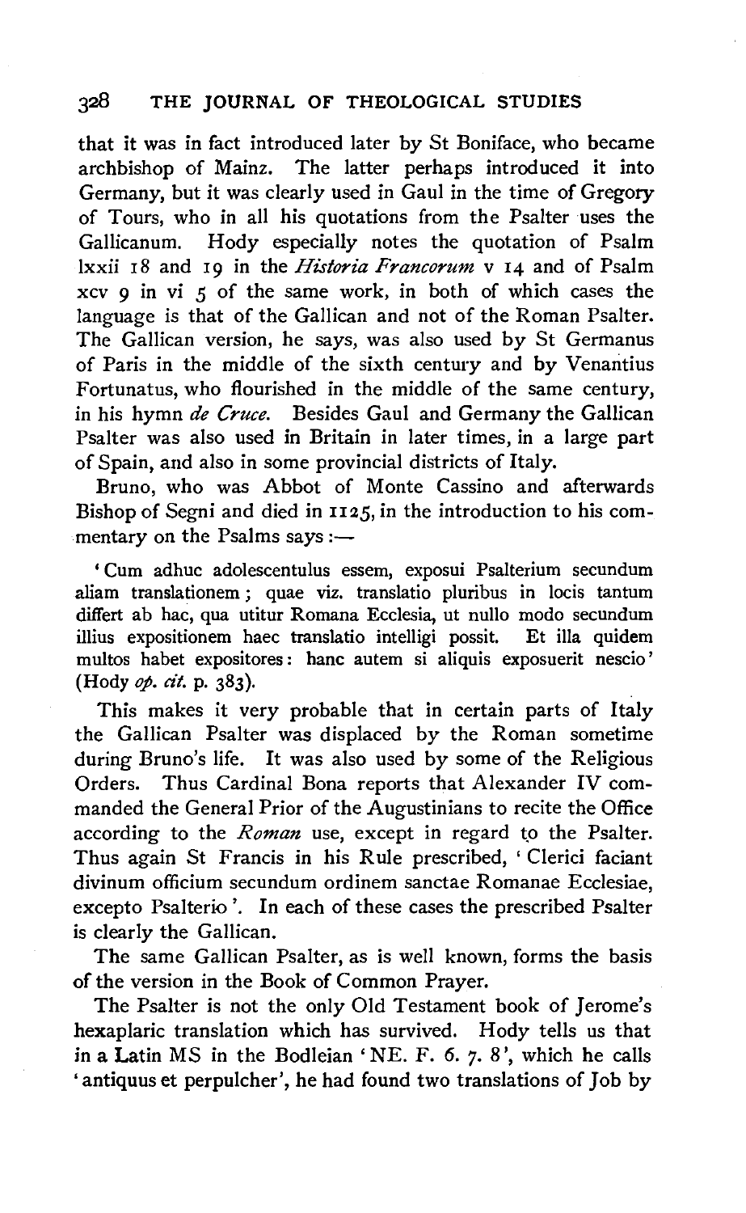that it was in fact introduced later by St Boniface, who became archbishop of Mainz. The latter perhaps introduced it into Germany, but it was clearly used in Gaul in the time of Gregory of Tours, who in all his quotations from the Psalter uses the Gallicanum. Hody especially notes the quotation of Psalm lxxii 18 and 19 in the *Historia Francorum* v 14 and of Psalm xcv 9 in vi 5 of the same work, in both of which cases the language is that of the Gallican and not of the Roman Psalter. The Gallican version, he says, was also used by St Germanus of Paris in the middle of the sixth century and by Venantius Fortunatus, who flourished in the middle of the same century, in his hymn *de Cruce*. Besides Gaul and Germany the Gallican Psalter was also used in Britain in later times, in a large part of Spain, and also in some provincial districts of Italy.

Bruno, who was Abbot of Monte Cassino and afterwards Bishop of Segni and died in 1125, in the introduction to his commentary on the Psalms says:—

> 'Cum adhuc adolescentulus essem, exposui Psalterium secundum aliam translationem; quae viz. translatio pluribus in locis tantum differt ab hac, qua utitur Romana Ecclesia, ut nullo modo secundum illius expositionem haec translatio intelligi possit. Et illa quidem multos habet expositores: hanc autem si aliquis exposuerit nescio' (Hody *op. cit.* p. 383).

This makes it very probable that in certain parts of Italy the Gallican Psalter was displaced by the Roman sometime during Bruno's life. It was also used by some of the Religious Orders. Thus Cardinal Bona reports that Alexander IV commanded the General Prior of the Augustinians to recite the Office according to the *Roman* use, except in regard to the Psalter. Thus again St Francis in his Rule prescribed, 'Clerici faciant divinum officium secundum ordinem sanctae Romanae Ecclesiae, excepto Psalterio'. In each of these cases the prescribed Psalter is clearly the Gallican.

The same Gallican Psalter, as is well known, forms the basis of the version in the Book of Common Prayer.

The Psalter is not the only Old Testament book of Jerome's hexaplaric translation which has survived. Hody tells us that in a Latin MS in the Bodleian 'NE. F. 6. 7. 8', which he calls 'antiquus et perpulcher', he had found two translations of Job by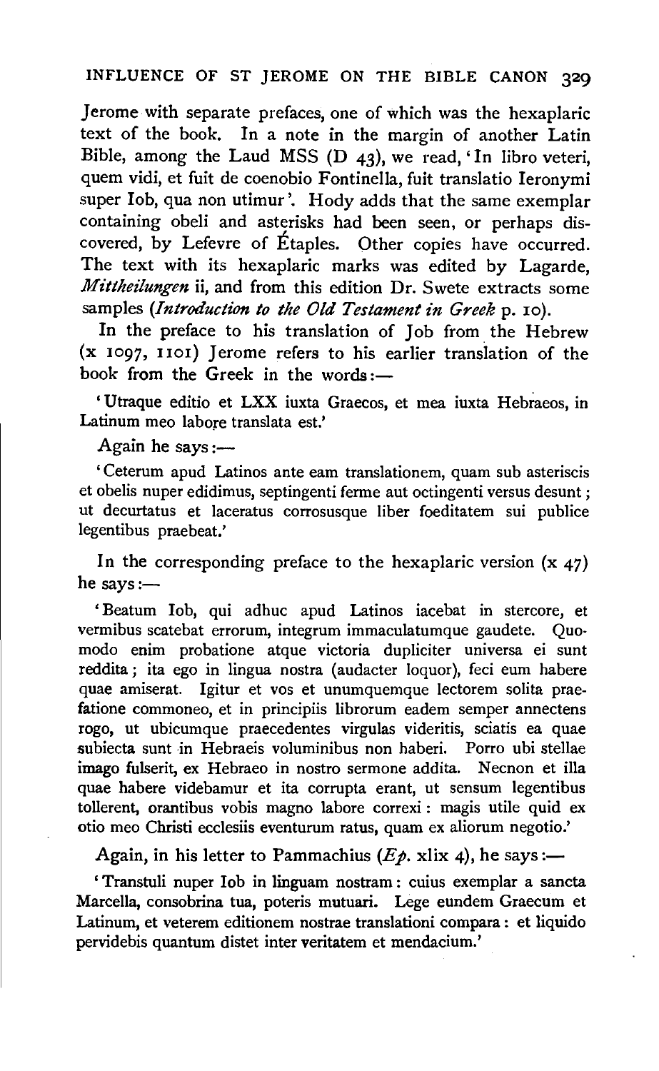Jerome with separate prefaces, one of which was the hexaplaric text of the book. In a note in the margin of another Latin Bible, among the Laud MSS (D 43), we read, 'In libro veteri, quem vidi, et fuit de coenobio Fontinella, fuit translatio Ieronymi super Iob, qua non utimur'. Hody adds that the same exemplar containing obeli and asterisks had been seen, or perhaps discovered, by Lefevre of Étaples. Other copies have occurred. The text with its hexaplaric marks was edited by Lagarde, *Mittheilungen* ii, and from this edition Dr. Swete extracts some samples (*Introduction to the Old Testament in Greek* p. 10).

In the preface to his translation of Job from the Hebrew (x 1097, 1101) Jerome refers to his earlier translation of the book from the Greek in the words:—

> 'Utraque editio et LXX iuxta Graecos, et mea iuxta Hebraeos, in Latinum meo labore translata est.'

Again he says:—

> 'Ceterum apud Latinos ante eam translationem, quam sub asteriscis et obelis nuper edidimus, septingenti ferme aut octingenti versus desunt; ut decurtatus et laceratus corrosusque liber foeditatem sui publice legentibus praebeat.'

In the corresponding preface to the hexaplaric version (x 47) he says:—

> 'Beatum Iob, qui adhuc apud Latinos iacebat in stercore, et vermibus scatebat errorum, integrum immaculatumque gaudete. Quomodo enim probatione atque victoria dupliciter universa ei sunt reddita; ita ego in lingua nostra (audacter loquor), feci eum habere quae amiserat. Igitur et vos et unumquemque lectorem solita praefatione commoneo, et in principiis librorum eadem semper annectens rogo, ut ubicumque praecedentes virgulas videritis, sciatis ea quae subiecta sunt in Hebraeis voluminibus non haberi. Porro ubi stellae imago fulserit, ex Hebraeo in nostro sermone addita. Necnon et illa quae habere videbamur et ita corrupta erant, ut sensum legentibus tollerent, orantibus vobis magno labore correxi: magis utile quid ex otio meo Christi ecclesiis eventurum ratus, quam ex aliorum negotio.'

Again, in his letter to Pammachius (*Ep.* xlix 4), he says:—

> 'Transtuli nuper Iob in linguam nostram: cuius exemplar a sancta Marcella, consobrina tua, poteris mutuari. Lege eundem Graecum et Latinum, et veterem editionem nostrae translationi compara: et liquido pervidebis quantum distet inter veritatem et mendacium.'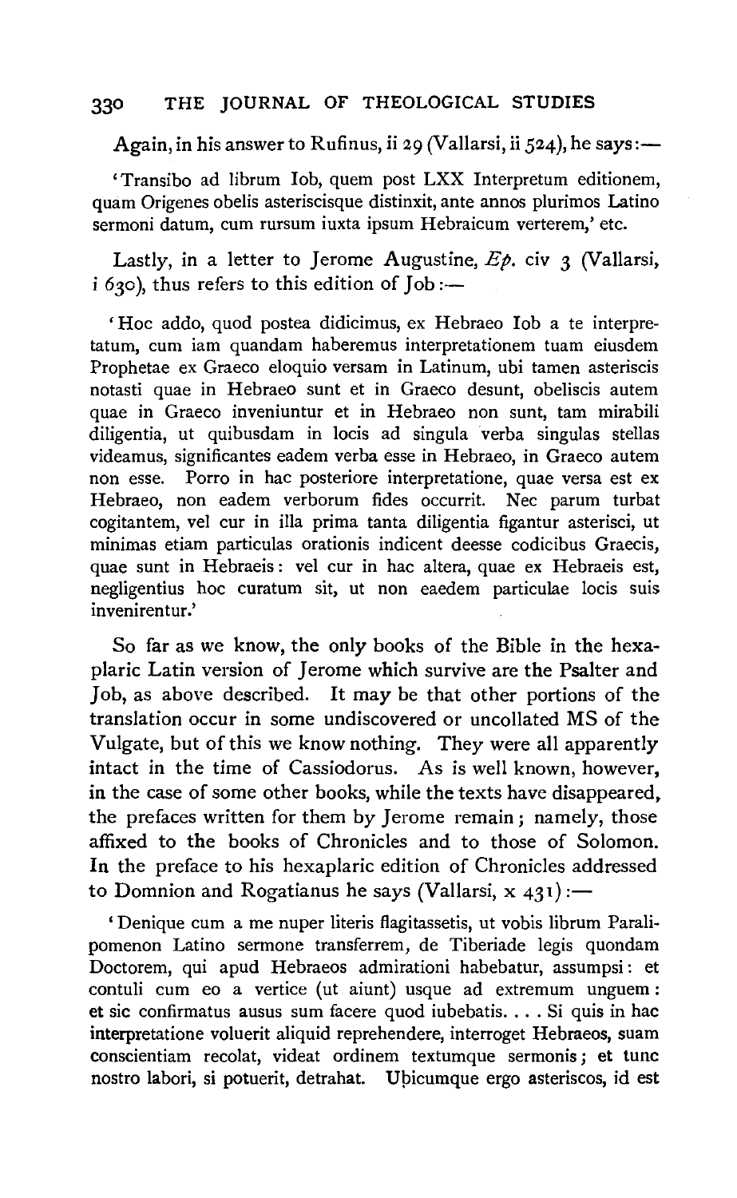Again, in his answer to Rufinus, ii 29 (Vallarsi, ii 524), he says:—

> 'Transibo ad librum Iob, quem post LXX Interpretum editionem, quam Origenes obelis asteriscisque distinxit, ante annos plurimos Latino sermoni datum, cum rursum iuxta ipsum Hebraicum verterem,' etc.

Lastly, in a letter to Jerome Augustine, *Ep.* civ 3 (Vallarsi, i 630), thus refers to this edition of Job:—

> 'Hoc addo, quod postea didicimus, ex Hebraeo Iob a te interpretatum, cum iam quandam haberemus interpretationem tuam eiusdem Prophetae ex Graeco eloquio versam in Latinum, ubi tamen asteriscis notasti quae in Hebraeo sunt et in Graeco desunt, obeliscis autem quae in Graeco inveniuntur et in Hebraeo non sunt, tam mirabili diligentia, ut quibusdam in locis ad singula verba singulas stellas videamus, significantes eadem verba esse in Hebraeo, in Graeco autem non esse. Porro in hac posteriore interpretatione, quae versa est ex Hebraeo, non eadem verborum fides occurrit. Nec parum turbat cogitantem, vel cur in illa prima tanta diligentia figantur asterisci, ut minimas etiam particulas orationis indicent deesse codicibus Graecis, quae sunt in Hebraeis: vel cur in hac altera, quae ex Hebraeis est, negligentius hoc curatum sit, ut non eaedem particulae locis suis invenirentur.'

So far as we know, the only books of the Bible in the hexaplaric Latin version of Jerome which survive are the Psalter and Job, as above described. It may be that other portions of the translation occur in some undiscovered or uncollated MS of the Vulgate, but of this we know nothing. They were all apparently intact in the time of Cassiodorus. As is well known, however, in the case of some other books, while the texts have disappeared, the prefaces written for them by Jerome remain; namely, those affixed to the books of Chronicles and to those of Solomon. In the preface to his hexaplaric edition of Chronicles addressed to Domnion and Rogatianus he says (Vallarsi, x 431):—

> 'Denique cum a me nuper literis flagitassetis, ut vobis librum Paralipomenon Latino sermone transferrem, de Tiberiade legis quondam Doctorem, qui apud Hebraeos admirationi habebatur, assumpsi: et contuli cum eo a vertice (ut aiunt) usque ad extremum unguem: et sic confirmatus ausus sum facere quod iubebatis. . . . Si quis in hac interpretatione voluerit aliquid reprehendere, interroget Hebraeos, suam conscientiam recolat, videat ordinem textumque sermonis; et tunc nostro labori, si potuerit, detrahat. Ubicumque ergo asteriscos, id est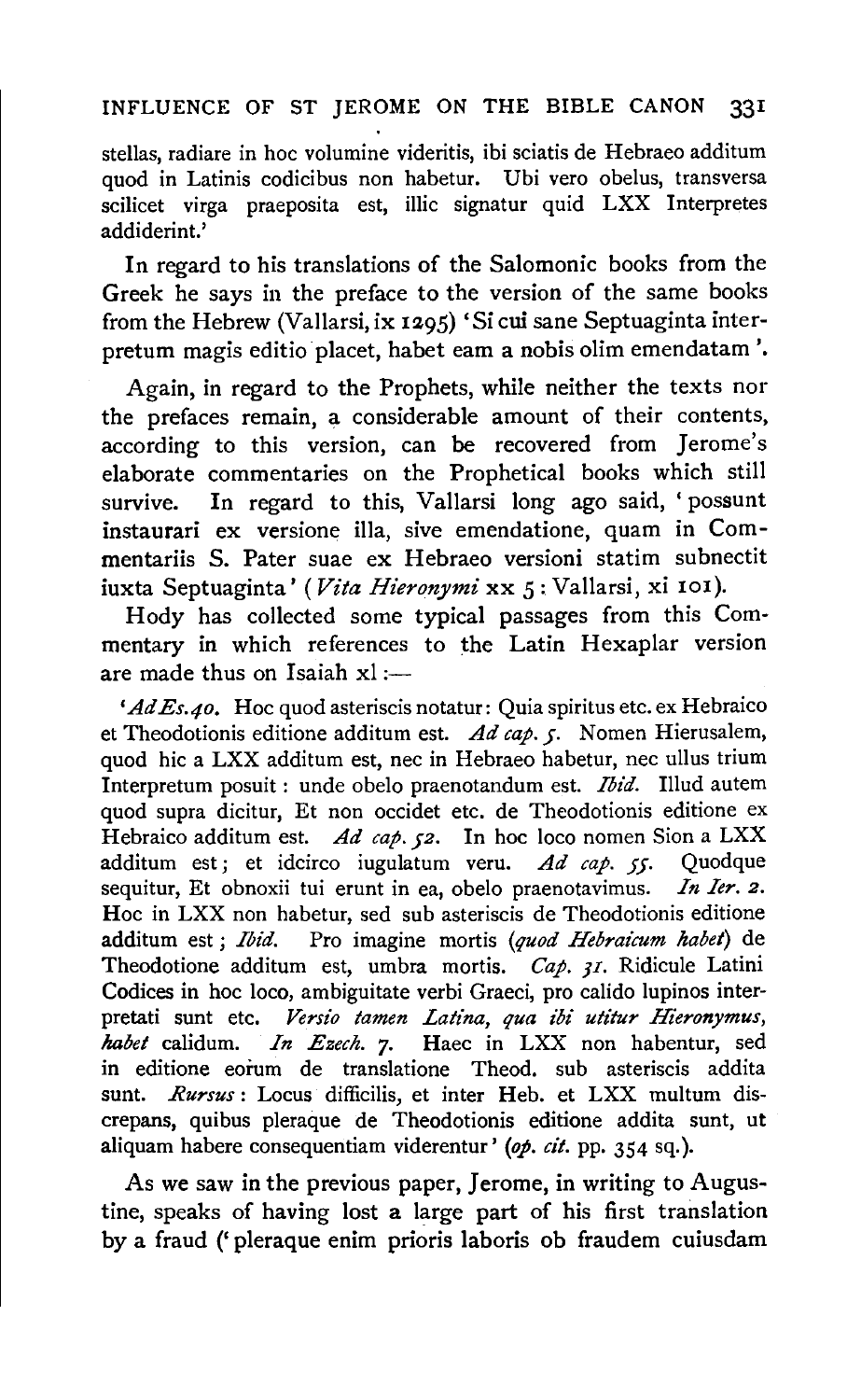stellas, radiare in hoc volumine videritis, ibi sciatis de Hebraeo additum quod in Latinis codicibus non habetur. Ubi vero obelus, transversa scilicet virga praeposita est, illic signatur quid LXX Interpretes addiderint.'

In regard to his translations of the Salomonic books from the Greek he says in the preface to the version of the same books from the Hebrew (Vallarsi, ix 1295) 'Si cui sane Septuaginta interpretum magis editio placet, habet eam a nobis olim emendatam'.

Again, in regard to the Prophets, while neither the texts nor the prefaces remain, a considerable amount of their contents, according to this version, can be recovered from Jerome's elaborate commentaries on the Prophetical books which still survive. In regard to this, Vallarsi long ago said, 'possunt instaurari ex versione illa, sive emendatione, quam in Commentariis S. Pater suae ex Hebraeo versioni statim subnectit iuxta Septuaginta' (*Vita Hieronymi* xx 5: Vallarsi, xi 101).

Hody has collected some typical passages from this Commentary in which references to the Latin Hexaplar version are made thus on Isaiah xl:—

> '*Ad Es. 40.* Hoc quod asteriscis notatur: Quia spiritus etc. ex Hebraico et Theodotionis editione additum est. *Ad cap. 5.* Nomen Hierusalem, quod hic a LXX additum est, nec in Hebraeo habetur, nec ullus trium Interpretum posuit: unde obelo praenotandum est. *Ibid.* Illud autem quod supra dicitur, Et non occidet etc. de Theodotionis editione ex Hebraico additum est. *Ad cap. 52.* In hoc loco nomen Sion a LXX additum est; et idcirco iugulatum veru. *Ad cap. 55.* Quodque sequitur, Et obnoxii tui erunt in ea, obelo praenotavimus. *In Ier. 2.* Hoc in LXX non habetur, sed sub asteriscis de Theodotionis editione additum est; *Ibid.* Pro imagine mortis (*quod Hebraicum habet*) de Theodotione additum est, umbra mortis. *Cap. 31.* Ridicule Latini Codices in hoc loco, ambiguitate verbi Graeci, pro calido lupinos interpretati sunt etc. *Versio tamen Latina, qua ibi utitur Hieronymus, habet* calidum. *In Ezech. 7.* Haec in LXX non habentur, sed in editione eorum de translatione Theod. sub asteriscis addita sunt. *Rursus*: Locus difficilis, et inter Heb. et LXX multum discrepans, quibus pleraque de Theodotionis editione addita sunt, ut aliquam habere consequentiam viderentur' (*op. cit.* pp. 354 sq.).

As we saw in the previous paper, Jerome, in writing to Augustine, speaks of having lost a large part of his first translation by a fraud ('pleraque enim prioris laboris ob fraudem cuiusdam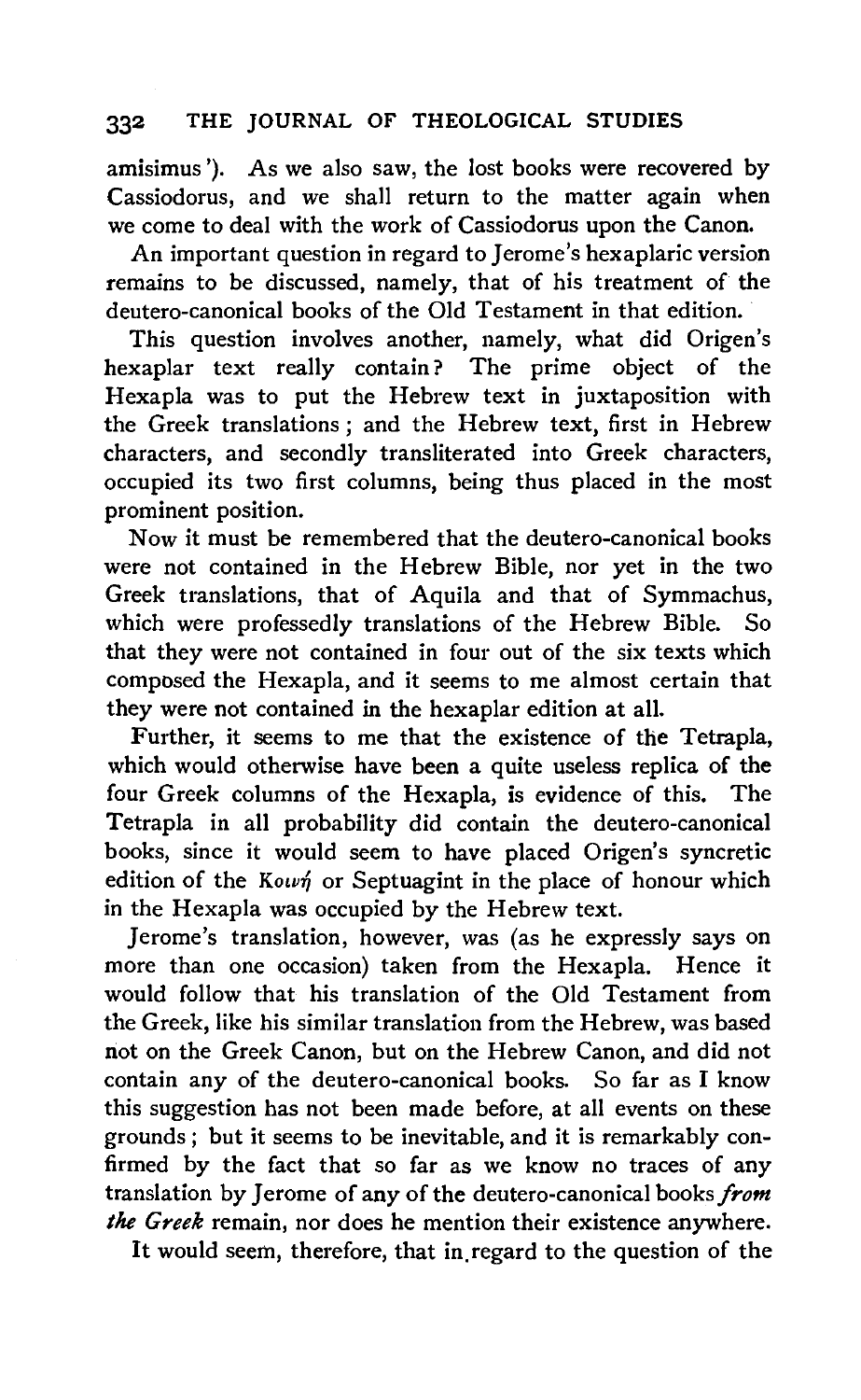amisimus'). As we also saw, the lost books were recovered by Cassiodorus, and we shall return to the matter again when we come to deal with the work of Cassiodorus upon the Canon.

An important question in regard to Jerome's hexaplaric version remains to be discussed, namely, that of his treatment of the deutero-canonical books of the Old Testament in that edition.

This question involves another, namely, what did Origen's hexaplar text really contain? The prime object of the Hexapla was to put the Hebrew text in juxtaposition with the Greek translations; and the Hebrew text, first in Hebrew characters, and secondly transliterated into Greek characters, occupied its two first columns, being thus placed in the most prominent position.

Now it must be remembered that the deutero-canonical books were not contained in the Hebrew Bible, nor yet in the two Greek translations, that of Aquila and that of Symmachus, which were professedly translations of the Hebrew Bible. So that they were not contained in four out of the six texts which composed the Hexapla, and it seems to me almost certain that they were not contained in the hexaplar edition at all.

Further, it seems to me that the existence of the Tetrapla, which would otherwise have been a quite useless replica of the four Greek columns of the Hexapla, is evidence of this. The Tetrapla in all probability did contain the deutero-canonical books, since it would seem to have placed Origen's syncretic edition of the Κοινή or Septuagint in the place of honour which in the Hexapla was occupied by the Hebrew text.

Jerome's translation, however, was (as he expressly says on more than one occasion) taken from the Hexapla. Hence it would follow that his translation of the Old Testament from the Greek, like his similar translation from the Hebrew, was based not on the Greek Canon, but on the Hebrew Canon, and did not contain any of the deutero-canonical books. So far as I know this suggestion has not been made before, at all events on these grounds; but it seems to be inevitable, and it is remarkably confirmed by the fact that so far as we know no traces of any translation by Jerome of any of the deutero-canonical books *from the Greek* remain, nor does he mention their existence anywhere.

It would seem, therefore, that in regard to the question of the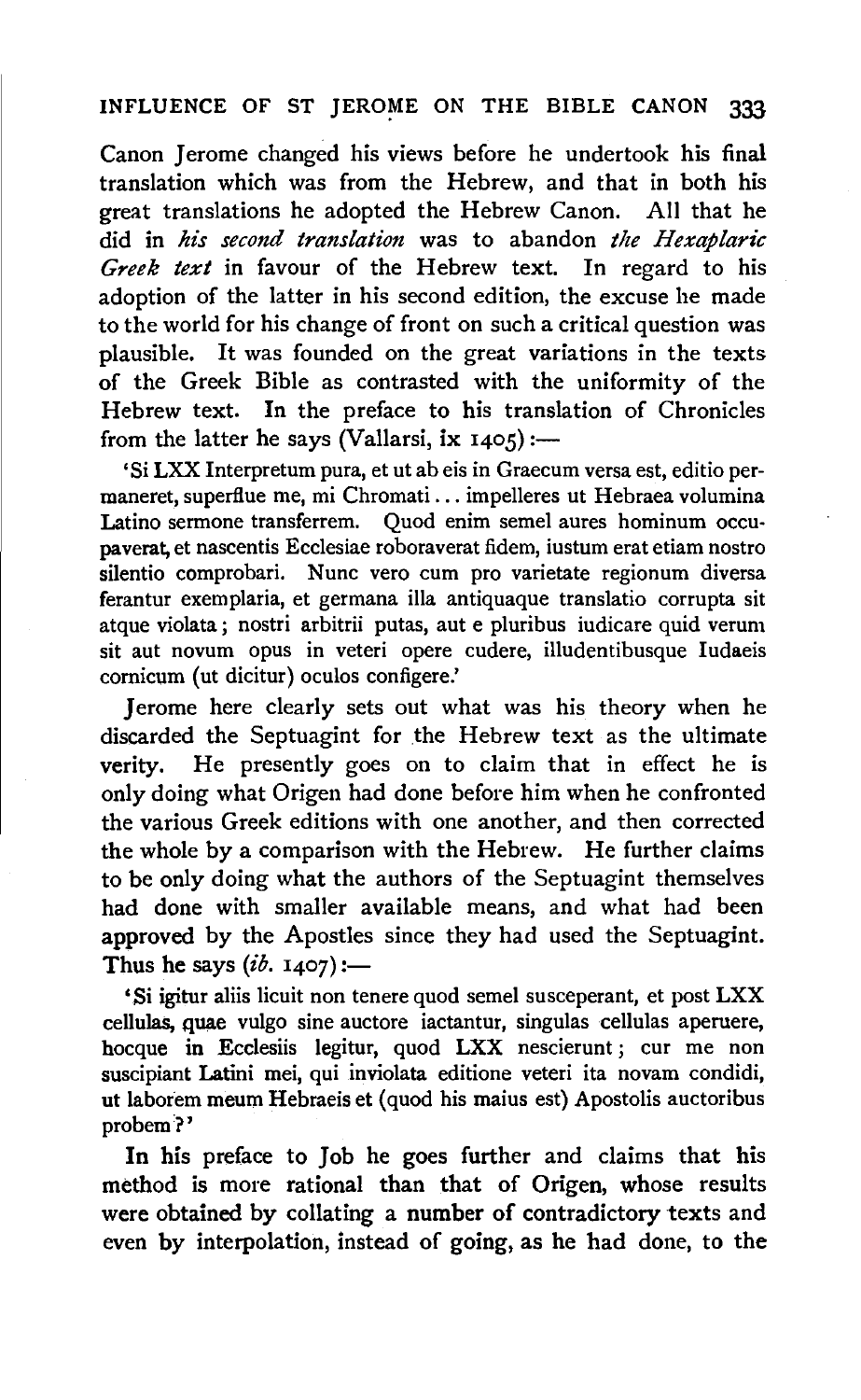Canon Jerome changed his views before he undertook his final translation which was from the Hebrew, and that in both his great translations he adopted the Hebrew Canon. All that he did in *his second translation* was to abandon *the Hexaplaric Greek text* in favour of the Hebrew text. In regard to his adoption of the latter in his second edition, the excuse he made to the world for his change of front on such a critical question was plausible. It was founded on the great variations in the texts of the Greek Bible as contrasted with the uniformity of the Hebrew text. In the preface to his translation of Chronicles from the latter he says (Vallarsi, ix 1405):—

'Si LXX Interpretum pura, et ut ab eis in Graecum versa est, editio permaneret, superflue me, mi Chromati... impelleres ut Hebraea volumina Latino sermone transferrem. Quod enim semel aures hominum occupaverat, et nascentis Ecclesiae roboraverat fidem, iustum erat etiam nostro silentio comprobari. Nunc vero cum pro varietate regionum diversa ferantur exemplaria, et germana illa antiquaque translatio corrupta sit atque violata; nostri arbitrii putas, aut e pluribus iudicare quid verum sit aut novum opus in veteri opere cudere, illudentibusque Iudaeis cornicum (ut dicitur) oculos configere.'

Jerome here clearly sets out what was his theory when he discarded the Septuagint for the Hebrew text as the ultimate verity. He presently goes on to claim that in effect he is only doing what Origen had done before him when he confronted the various Greek editions with one another, and then corrected the whole by a comparison with the Hebrew. He further claims to be only doing what the authors of the Septuagint themselves had done with smaller available means, and what had been approved by the Apostles since they had used the Septuagint. Thus he says (*ib.* 1407):—

'Si igitur aliis licuit non tenere quod semel susceperant, et post LXX cellulas, quae vulgo sine auctore iactantur, singulas cellulas aperuere, hocque in Ecclesiis legitur, quod LXX nescierunt; cur me non suscipiant Latini mei, qui inviolata editione veteri ita novam condidi, ut laborem meum Hebraeis et (quod his maius est) Apostolis auctoribus probem?'

In his preface to Job he goes further and claims that his method is more rational than that of Origen, whose results were obtained by collating a number of contradictory texts and even by interpolation, instead of going, as he had done, to the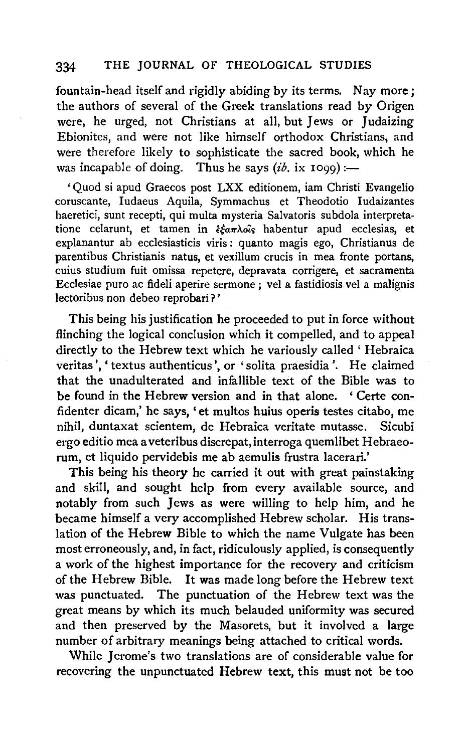fountain-head itself and rigidly abiding by its terms. Nay more; the authors of several of the Greek translations read by Origen were, he urged, not Christians at all, but Jews or Judaizing Ebionites, and were not like himself orthodox Christians, and were therefore likely to sophisticate the sacred book, which he was incapable of doing. Thus he says (*ib.* ix 1099):—

> 'Quod si apud Graecos post LXX editionem, iam Christi Evangelio coruscante, Iudaeus Aquila, Symmachus et Theodotio Iudaizantes haeretici, sunt recepti, qui multa mysteria Salvatoris subdola interpretatione celarunt, et tamen in ἑξαπλοῖς habentur apud ecclesias, et explanantur ab ecclesiasticis viris: quanto magis ego, Christianus de parentibus Christianis natus, et vexillum crucis in mea fronte portans, cuius studium fuit omissa repetere, depravata corrigere, et sacramenta Ecclesiae puro ac fideli aperire sermone; vel a fastidiosis vel a malignis lectoribus non debeo reprobari?'

This being his justification he proceeded to put in force without flinching the logical conclusion which it compelled, and to appeal directly to the Hebrew text which he variously called 'Hebraica veritas', 'textus authenticus', or 'solita praesidia'. He claimed that the unadulterated and infallible text of the Bible was to be found in the Hebrew version and in that alone. 'Certe confidenter dicam,' he says, 'et multos huius operis testes citabo, me nihil, duntaxat scientem, de Hebraica veritate mutasse. Sicubi ergo editio mea a veteribus discrepat, interroga quemlibet Hebraeorum, et liquido pervidebis me ab aemulis frustra lacerari.'

This being his theory he carried it out with great painstaking and skill, and sought help from every available source, and notably from such Jews as were willing to help him, and he became himself a very accomplished Hebrew scholar. His translation of the Hebrew Bible to which the name Vulgate has been most erroneously, and, in fact, ridiculously applied, is consequently a work of the highest importance for the recovery and criticism of the Hebrew Bible. It was made long before the Hebrew text was punctuated. The punctuation of the Hebrew text was the great means by which its much belauded uniformity was secured and then preserved by the Masorets, but it involved a large number of arbitrary meanings being attached to critical words.

While Jerome's two translations are of considerable value for recovering the unpunctuated Hebrew text, this must not be too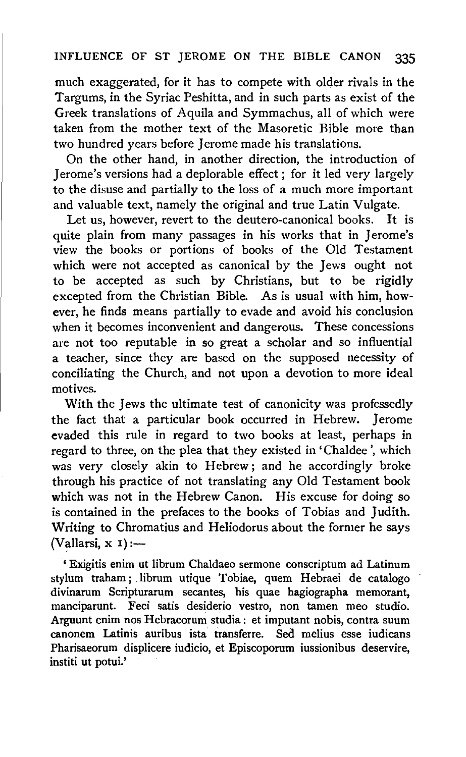much exaggerated, for it has to compete with older rivals in the Targums, in the Syriac Peshitta, and in such parts as exist of the Greek translations of Aquila and Symmachus, all of which were taken from the mother text of the Masoretic Bible more than two hundred years before Jerome made his translations.

On the other hand, in another direction, the introduction of Jerome's versions had a deplorable effect; for it led very largely to the disuse and partially to the loss of a much more important and valuable text, namely the original and true Latin Vulgate.

Let us, however, revert to the deutero-canonical books. It is quite plain from many passages in his works that in Jerome's view the books or portions of books of the Old Testament which were not accepted as canonical by the Jews ought not to be accepted as such by Christians, but to be rigidly excepted from the Christian Bible. As is usual with him, however, he finds means partially to evade and avoid his conclusion when it becomes inconvenient and dangerous. These concessions are not too reputable in so great a scholar and so influential a teacher, since they are based on the supposed necessity of conciliating the Church, and not upon a devotion to more ideal motives.

With the Jews the ultimate test of canonicity was professedly the fact that a particular book occurred in Hebrew. Jerome evaded this rule in regard to two books at least, perhaps in regard to three, on the plea that they existed in 'Chaldee', which was very closely akin to Hebrew; and he accordingly broke through his practice of not translating any Old Testament book which was not in the Hebrew Canon. His excuse for doing so is contained in the prefaces to the books of Tobias and Judith. Writing to Chromatius and Heliodorus about the former he says (Vallarsi, x 1):—

> 'Exigitis enim ut librum Chaldaeo sermone conscriptum ad Latinum stylum traham; librum utique Tobiae, quem Hebraei de catalogo divinarum Scripturarum secantes, his quae hagiographa memorant, manciparunt. Feci satis desiderio vestro, non tamen meo studio. Arguunt enim nos Hebraeorum studia: et imputant nobis, contra suum canonem Latinis auribus ista transferre. Sed melius esse iudicans Pharisaeorum displicere iudicio, et Episcoporum iussionibus deservire, institi ut potui.'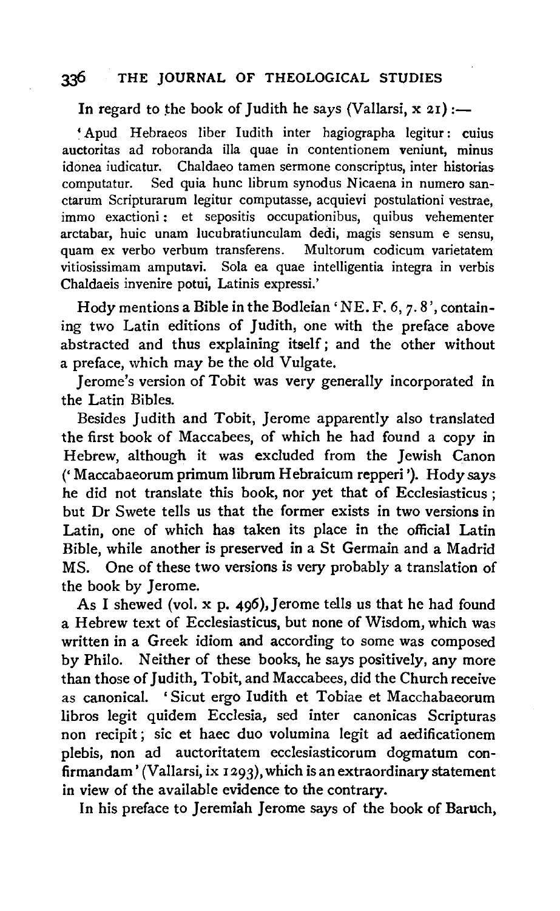In regard to the book of Judith he says (Vallarsi, x 21):—

> 'Apud Hebraeos liber Iudith inter hagiographa legitur: cuius auctoritas ad roboranda illa quae in contentionem veniunt, minus idonea iudicatur. Chaldaeo tamen sermone conscriptus, inter historias computatur. Sed quia hunc librum synodus Nicaena in numero sanctarum Scripturarum legitur computasse, acquievi postulationi vestrae, immo exactioni: et sepositis occupationibus, quibus vehementer arctabar, huic unam lucubratiunculam dedi, magis sensum e sensu, quam ex verbo verbum transferens. Multorum codicum varietatem vitiosissimam amputavi. Sola ea quae intelligentia integra in verbis Chaldaeis invenire potui, Latinis expressi.'

Hody mentions a Bible in the Bodleian 'NE. F. 6, 7. 8', containing two Latin editions of Judith, one with the preface above abstracted and thus explaining itself; and the other without a preface, which may be the old Vulgate.

Jerome's version of Tobit was very generally incorporated in the Latin Bibles.

Besides Judith and Tobit, Jerome apparently also translated the first book of Maccabees, of which he had found a copy in Hebrew, although it was excluded from the Jewish Canon ('Maccabaeorum primum librum Hebraicum repperi'). Hody says he did not translate this book, nor yet that of Ecclesiasticus; but Dr Swete tells us that the former exists in two versions in Latin, one of which has taken its place in the official Latin Bible, while another is preserved in a St Germain and a Madrid MS. One of these two versions is very probably a translation of the book by Jerome.

As I shewed (vol. x p. 496), Jerome tells us that he had found a Hebrew text of Ecclesiasticus, but none of Wisdom, which was written in a Greek idiom and according to some was composed by Philo. Neither of these books, he says positively, any more than those of Judith, Tobit, and Maccabees, did the Church receive as canonical. 'Sicut ergo Iudith et Tobiae et Macchabaeorum libros legit quidem Ecclesia, sed inter canonicas Scripturas non recipit; sic et haec duo volumina legit ad aedificationem plebis, non ad auctoritatem ecclesiasticorum dogmatum confirmandam' (Vallarsi, ix 1293), which is an extraordinary statement in view of the available evidence to the contrary.

In his preface to Jeremiah Jerome says of the book of Baruch,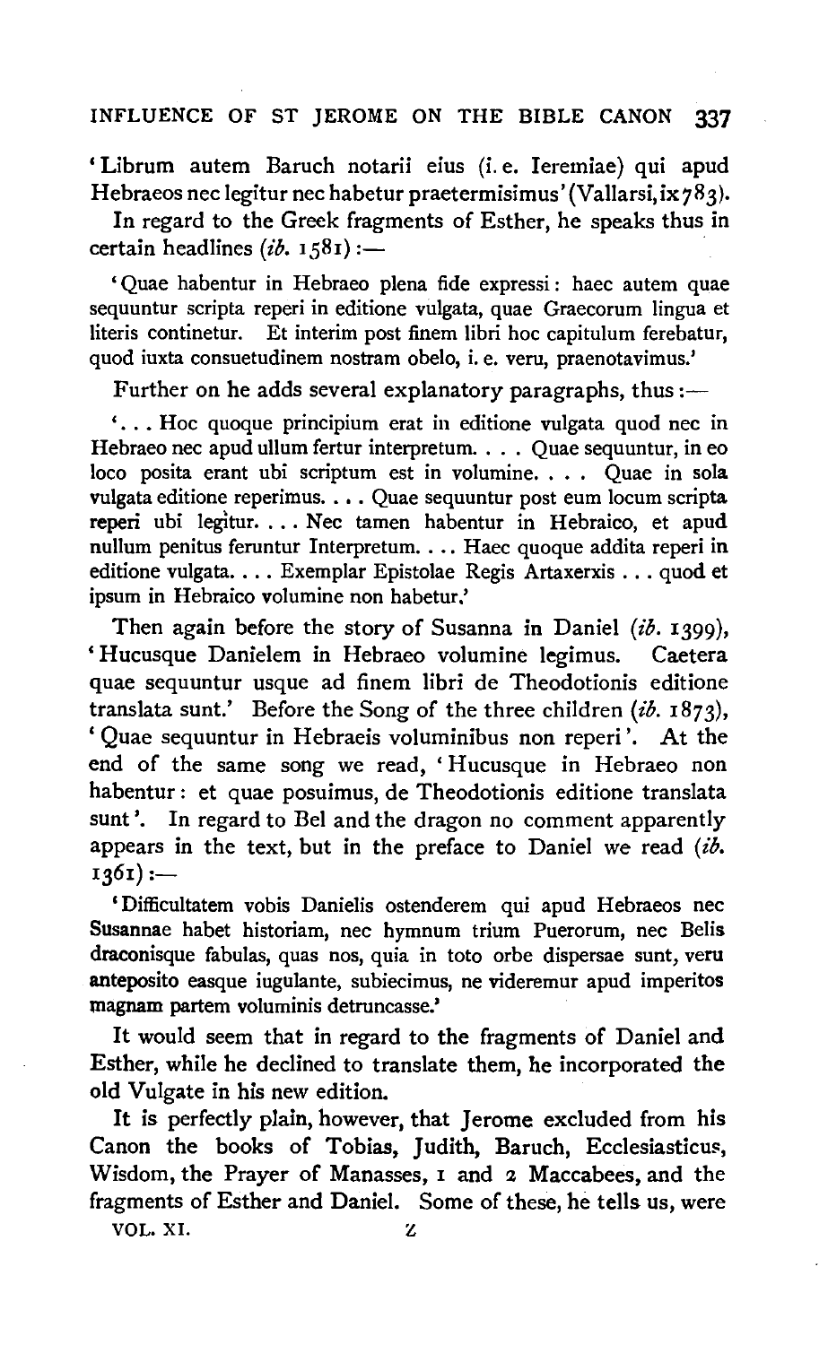'Librum autem Baruch notarii eius (i. e. Ieremiae) qui apud Hebraeos nec legitur nec habetur praetermisimus' (Vallarsi, ix 783).

In regard to the Greek fragments of Esther, he speaks thus in certain headlines (*ib.* 1581):—

> 'Quae habentur in Hebraeo plena fide expressi: haec autem quae sequuntur scripta reperi in editione vulgata, quae Graecorum lingua et literis continetur. Et interim post finem libri hoc capitulum ferebatur, quod iuxta consuetudinem nostram obelo, i. e. veru, praenotavimus.'

Further on he adds several explanatory paragraphs, thus:—

> '... Hoc quoque principium erat in editione vulgata quod nec in Hebraeo nec apud ullum fertur interpretum. ... Quae sequuntur, in eo loco posita erant ubi scriptum est in volumine. ... Quae in sola vulgata editione reperimus. ... Quae sequuntur post eum locum scripta reperi ubi legitur. ... Nec tamen habentur in Hebraico, et apud nullum penitus feruntur Interpretum. ... Haec quoque addita reperi in editione vulgata. ... Exemplar Epistolae Regis Artaxerxis ... quod et ipsum in Hebraico volumine non habetur.'

Then again before the story of Susanna in Daniel (*ib.* 1399), 'Hucusque Danielem in Hebraeo volumine legimus. Caetera quae sequuntur usque ad finem libri de Theodotionis editione translata sunt.' Before the Song of the three children (*ib.* 1873), 'Quae sequuntur in Hebraeis voluminibus non reperi'. At the end of the same song we read, 'Hucusque in Hebraeo non habentur: et quae posuimus, de Theodotionis editione translata sunt'. In regard to Bel and the dragon no comment apparently appears in the text, but in the preface to Daniel we read (*ib.* 1361):—

> 'Difficultatem vobis Danielis ostenderem qui apud Hebraeos nec Susannae habet historiam, nec hymnum trium Puerorum, nec Belis draconisque fabulas, quas nos, quia in toto orbe dispersae sunt, veru anteposito easque iugulante, subiecimus, ne videremur apud imperitos magnam partem voluminis detruncasse.'

It would seem that in regard to the fragments of Daniel and Esther, while he declined to translate them, he incorporated the old Vulgate in his new edition.

It is perfectly plain, however, that Jerome excluded from his Canon the books of Tobias, Judith, Baruch, Ecclesiasticus, Wisdom, the Prayer of Manasses, 1 and 2 Maccabees, and the fragments of Esther and Daniel. Some of these, he tells us, were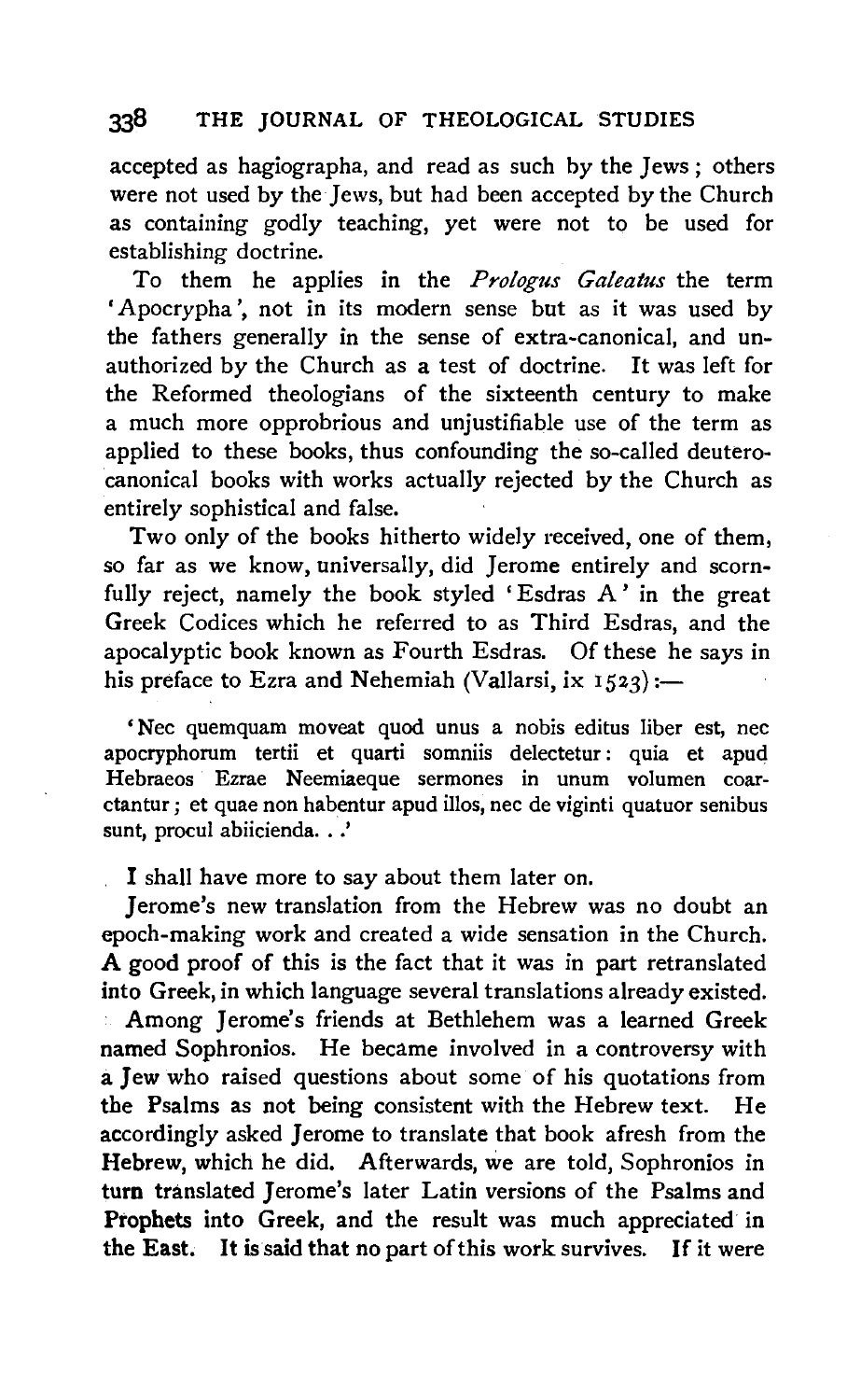accepted as hagiographa, and read as such by the Jews; others were not used by the Jews, but had been accepted by the Church as containing godly teaching, yet were not to be used for establishing doctrine.

To them he applies in the *Prologus Galeatus* the term 'Apocrypha', not in its modern sense but as it was used by the fathers generally in the sense of extra-canonical, and unauthorized by the Church as a test of doctrine. It was left for the Reformed theologians of the sixteenth century to make a much more opprobrious and unjustifiable use of the term as applied to these books, thus confounding the so-called deuterocanonical books with works actually rejected by the Church as entirely sophistical and false.

Two only of the books hitherto widely received, one of them, so far as we know, universally, did Jerome entirely and scornfully reject, namely the book styled 'Esdras A' in the great Greek Codices which he referred to as Third Esdras, and the apocalyptic book known as Fourth Esdras. Of these he says in his preface to Ezra and Nehemiah (Vallarsi, ix 1523):—

> 'Nec quemquam moveat quod unus a nobis editus liber est, nec apocryphorum tertii et quarti somniis delectetur: quia et apud Hebraeos Ezrae Neemiaeque sermones in unum volumen coarctantur; et quae non habentur apud illos, nec de viginti quatuor senibus sunt, procul abiicienda. . .'

I shall have more to say about them later on.

Jerome's new translation from the Hebrew was no doubt an epoch-making work and created a wide sensation in the Church. A good proof of this is the fact that it was in part retranslated into Greek, in which language several translations already existed.

Among Jerome's friends at Bethlehem was a learned Greek named Sophronios. He became involved in a controversy with a Jew who raised questions about some of his quotations from the Psalms as not being consistent with the Hebrew text. He accordingly asked Jerome to translate that book afresh from the Hebrew, which he did. Afterwards, we are told, Sophronios in turn translated Jerome's later Latin versions of the Psalms and Prophets into Greek, and the result was much appreciated in the East. It is said that no part of this work survives. If it were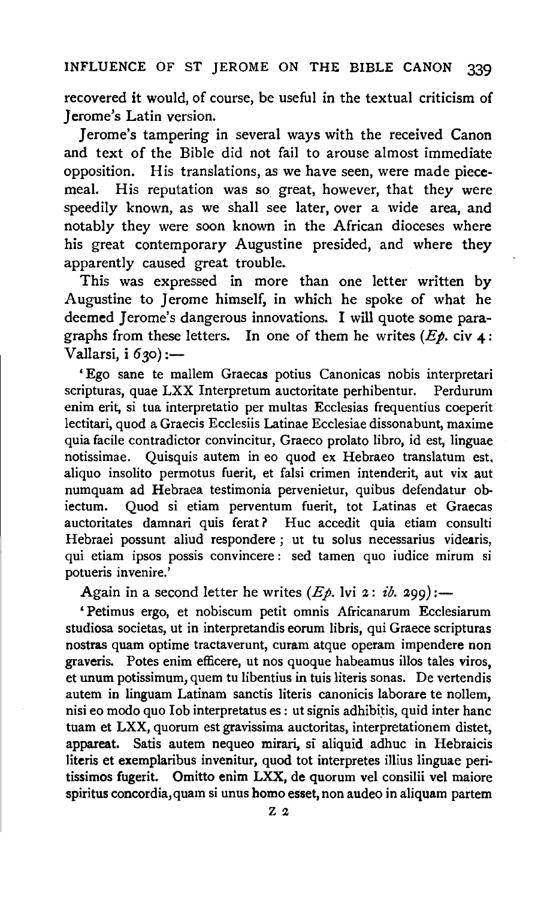recovered it would, of course, be useful in the textual criticism of Jerome's Latin version.

Jerome's tampering in several ways with the received Canon and text of the Bible did not fail to arouse almost immediate opposition. His translations, as we have seen, were made piecemeal. His reputation was so great, however, that they were speedily known, as we shall see later, over a wide area, and notably they were soon known in the African dioceses where his great contemporary Augustine presided, and where they apparently caused great trouble.

This was expressed in more than one letter written by Augustine to Jerome himself, in which he spoke of what he deemed Jerome's dangerous innovations. I will quote some paragraphs from these letters. In one of them he writes (*Ep.* civ 4: Vallarsi, i 630):—

'Ego sane te mallem Graecas potius Canonicas nobis interpretari scripturas, quae LXX Interpretum auctoritate perhibentur. Perdurum enim erit, si tua interpretatio per multas Ecclesias frequentius coeperit lectitari, quod a Graecis Ecclesiis Latinae Ecclesiae dissonabunt, maxime quia facile contradictor convincitur, Graeco prolato libro, id est, linguae notissimae. Quisquis autem in eo quod ex Hebraeo translatum est, aliquo insolito permotus fuerit, et falsi crimen intenderit, aut vix aut numquam ad Hebraea testimonia pervenietur, quibus defendatur obiectum. Quod si etiam perventum fuerit, tot Latinas et Graecas auctoritates damnari quis ferat? Huc accedit quia etiam consulti Hebraei possunt aliud respondere; ut tu solus necessarius videaris, qui etiam ipsos possis convincere: sed tamen quo iudice mirum si potueris invenire.'

Again in a second letter he writes (*Ep.* lvi 2: *ib.* 299):—

'Petimus ergo, et nobiscum petit omnis Africanarum Ecclesiarum studiosa societas, ut in interpretandis eorum libris, qui Graece scripturas nostras quam optime tractaverunt, curam atque operam impendere non graveris. Potes enim efficere, ut nos quoque habeamus illos tales viros, et unum potissimum, quem tu libentius in tuis literis sonas. De vertendis autem in linguam Latinam sanctis literis canonicis laborare te nollem, nisi eo modo quo Iob interpretatus es: ut signis adhibitis, quid inter hanc tuam et LXX, quorum est gravissima auctoritas, interpretationem distet, appareat. Satis autem nequeo mirari, si aliquid adhuc in Hebraicis literis et exemplaribus invenitur, quod tot interpretes illius linguae peritissimos fugerit. Omitto enim LXX, de quorum vel consilii vel maiore spiritus concordia, quam si unus homo esset, non audeo in aliquam partem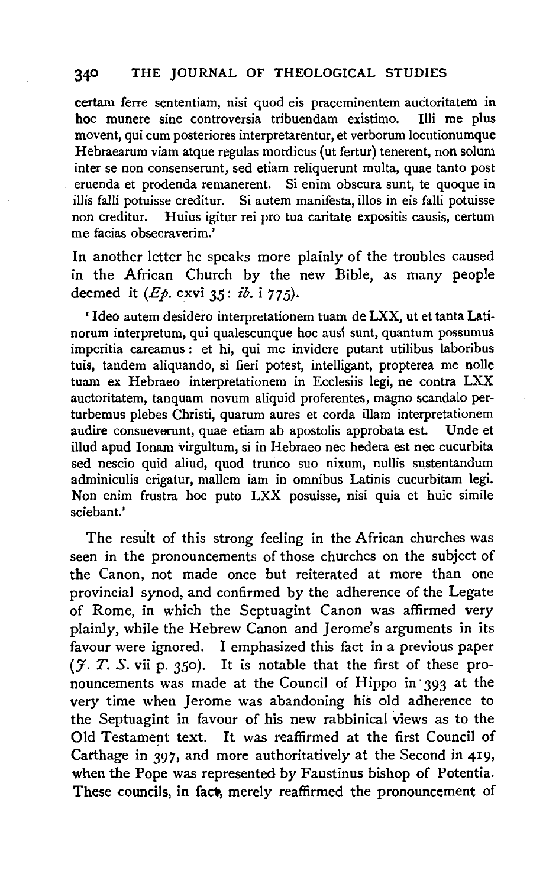certam ferre sententiam, nisi quod eis praeeminentem auctoritatem in hoc munere sine controversia tribuendam existimo. Illi me plus movent, qui cum posteriores interpretarentur, et verborum locutionumque Hebraearum viam atque regulas mordicus (ut fertur) tenerent, non solum inter se non consenserunt, sed etiam reliquerunt multa, quae tanto post eruenda et prodenda remanerent. Si enim obscura sunt, te quoque in illis falli potuisse creditur. Si autem manifesta, illos in eis falli potuisse non creditur. Huius igitur rei pro tua caritate expositis causis, certum me facias obsecraverim.'

In another letter he speaks more plainly of the troubles caused in the African Church by the new Bible, as many people deemed it (*Ep.* cxvi 35: *ib.* i 775).

'Ideo autem desidero interpretationem tuam de LXX, ut et tanta Latinorum interpretum, qui qualescunque hoc ausi sunt, quantum possumus imperitia careamus: et hi, qui me invidere putant utilibus laboribus tuis, tandem aliquando, si fieri potest, intelligant, propterea me nolle tuam ex Hebraeo interpretationem in Ecclesiis legi, ne contra LXX auctoritatem, tanquam novum aliquid proferentes, magno scandalo perturbemus plebes Christi, quarum aures et corda illam interpretationem audire consueverunt, quae etiam ab apostolis approbata est. Unde et illud apud Ionam virgultum, si in Hebraeo nec hedera est nec cucurbita sed nescio quid aliud, quod trunco suo nixum, nullis sustentandum adminiculis erigatur, mallem iam in omnibus Latinis cucurbitam legi. Non enim frustra hoc puto LXX posuisse, nisi quia et huic simile sciebant.'

The result of this strong feeling in the African churches was seen in the pronouncements of those churches on the subject of the Canon, not made once but reiterated at more than one provincial synod, and confirmed by the adherence of the Legate of Rome, in which the Septuagint Canon was affirmed very plainly, while the Hebrew Canon and Jerome's arguments in its favour were ignored. I emphasized this fact in a previous paper (*J. T. S.* vii p. 350). It is notable that the first of these pronouncements was made at the Council of Hippo in 393 at the very time when Jerome was abandoning his old adherence to the Septuagint in favour of his new rabbinical views as to the Old Testament text. It was reaffirmed at the first Council of Carthage in 397, and more authoritatively at the Second in 419, when the Pope was represented by Faustinus bishop of Potentia. These councils, in fact, merely reaffirmed the pronouncement of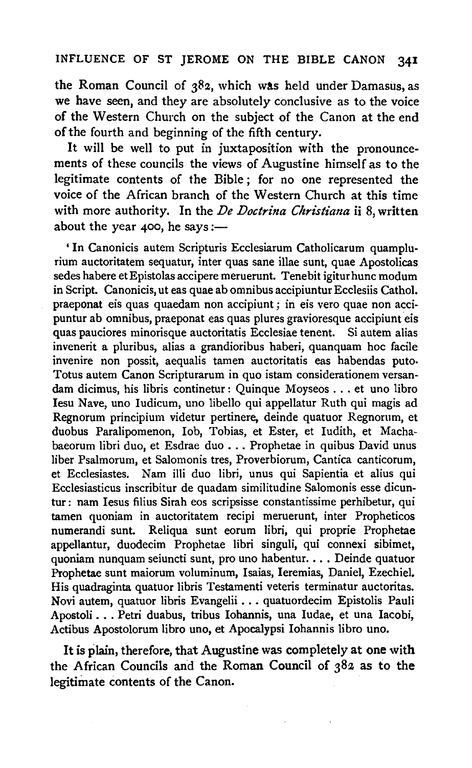the Roman Council of 382, which was held under Damasus, as we have seen, and they are absolutely conclusive as to the voice of the Western Church on the subject of the Canon at the end of the fourth and beginning of the fifth century.

It will be well to put in juxtaposition with the pronouncements of these councils the views of Augustine himself as to the legitimate contents of the Bible; for no one represented the voice of the African branch of the Western Church at this time with more authority. In the *De Doctrina Christiana* ii 8, written about the year 400, he says:—

'In Canonicis autem Scripturis Ecclesiarum Catholicarum quamplurium auctoritatem sequatur, inter quas sane illae sunt, quae Apostolicas sedes habere et Epistolas accipere meruerunt. Tenebit igitur hunc modum in Script. Canonicis, ut eas quae ab omnibus accipiuntur Ecclesiis Cathol. praeponat eis quas quaedam non accipiunt; in eis vero quae non accipiuntur ab omnibus, praeponat eas quas plures gravioresque accipiunt eis quas pauciores minorisque auctoritatis Ecclesiae tenent. Si autem alias invenerit a pluribus, alias a grandioribus haberi, quanquam hoc facile invenire non possit, aequalis tamen auctoritatis eas habendas puto. Totus autem Canon Scripturarum in quo istam considerationem versandam dicimus, his libris continetur: Quinque Moyseos . . . et uno libro Iesu Nave, uno Iudicum, uno libello qui appellatur Ruth qui magis ad Regnorum principium videtur pertinere, deinde quatuor Regnorum, et duobus Paralipomenon, Iob, Tobias, et Ester, et Iudith, et Machabaeorum libri duo, et Esdrae duo . . . Prophetae in quibus David unus liber Psalmorum, et Salomonis tres, Proverbiorum, Cantica canticorum, et Ecclesiastes. Nam illi duo libri, unus qui Sapientia et alius qui Ecclesiasticus inscribitur de quadam similitudine Salomonis esse dicuntur: nam Iesus filius Sirah eos scripsisse constantissime perhibetur, qui tamen quoniam in auctoritatem recipi meruerunt, inter Propheticos numerandi sunt. Reliqua sunt eorum libri, qui proprie Prophetae appellantur, duodecim Prophetae libri singuli, qui connexi sibimet, quoniam nunquam seiuncti sunt, pro uno habentur. . . . Deinde quatuor Prophetae sunt maiorum voluminum, Isaias, Ieremias, Daniel, Ezechiel. His quadraginta quatuor libris Testamenti veteris terminatur auctoritas. Novi autem, quatuor libris Evangelii . . . quatuordecim Epistolis Pauli Apostoli . . . Petri duabus, tribus Iohannis, una Iudae, et una Iacobi, Actibus Apostolorum libro uno, et Apocalypsi Iohannis libro uno.

It is plain, therefore, that Augustine was completely at one with the African Councils and the Roman Council of 382 as to the legitimate contents of the Canon.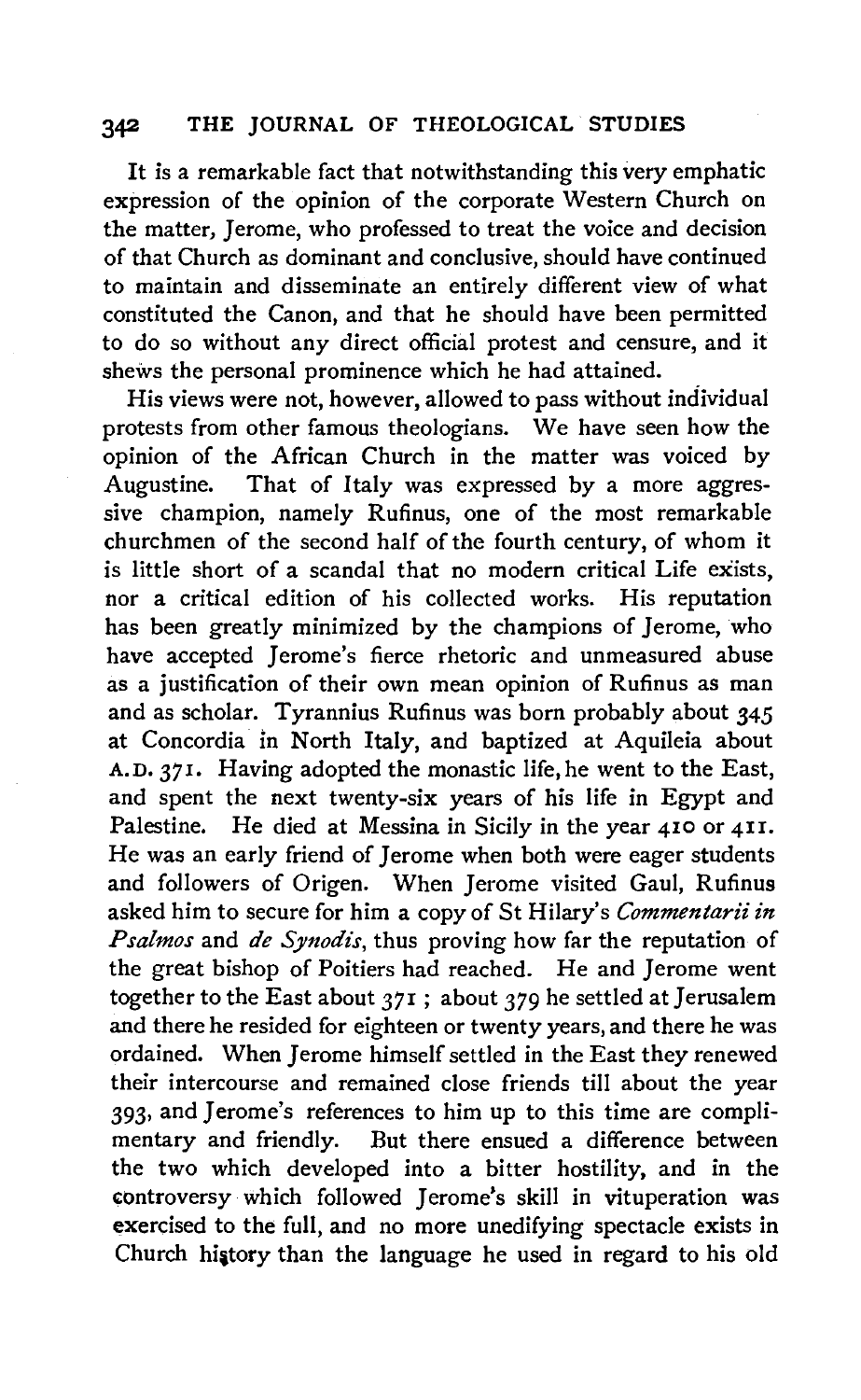It is a remarkable fact that notwithstanding this very emphatic expression of the opinion of the corporate Western Church on the matter, Jerome, who professed to treat the voice and decision of that Church as dominant and conclusive, should have continued to maintain and disseminate an entirely different view of what constituted the Canon, and that he should have been permitted to do so without any direct official protest and censure, and it shews the personal prominence which he had attained.

His views were not, however, allowed to pass without individual protests from other famous theologians. We have seen how the opinion of the African Church in the matter was voiced by Augustine. That of Italy was expressed by a more aggressive champion, namely Rufinus, one of the most remarkable churchmen of the second half of the fourth century, of whom it is little short of a scandal that no modern critical Life exists, nor a critical edition of his collected works. His reputation has been greatly minimized by the champions of Jerome, who have accepted Jerome's fierce rhetoric and unmeasured abuse as a justification of their own mean opinion of Rufinus as man and as scholar. Tyrannius Rufinus was born probably about 345 at Concordia in North Italy, and baptized at Aquileia about A.D. 371. Having adopted the monastic life, he went to the East, and spent the next twenty-six years of his life in Egypt and Palestine. He died at Messina in Sicily in the year 410 or 411. He was an early friend of Jerome when both were eager students and followers of Origen. When Jerome visited Gaul, Rufinus asked him to secure for him a copy of St Hilary's *Commentarii in Psalmos* and *de Synodis*, thus proving how far the reputation of the great bishop of Poitiers had reached. He and Jerome went together to the East about 371; about 379 he settled at Jerusalem and there he resided for eighteen or twenty years, and there he was ordained. When Jerome himself settled in the East they renewed their intercourse and remained close friends till about the year 393, and Jerome's references to him up to this time are complimentary and friendly. But there ensued a difference between the two which developed into a bitter hostility, and in the controversy which followed Jerome's skill in vituperation was exercised to the full, and no more unedifying spectacle exists in Church history than the language he used in regard to his old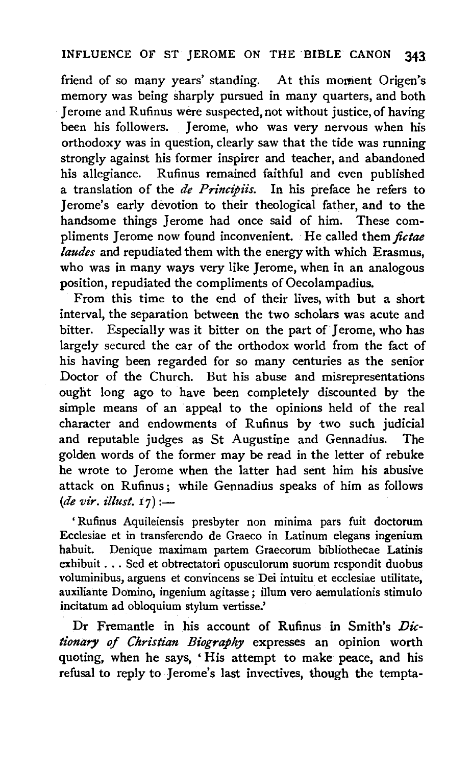friend of so many years' standing. At this moment Origen's memory was being sharply pursued in many quarters, and both Jerome and Rufinus were suspected, not without justice, of having been his followers. Jerome, who was very nervous when his orthodoxy was in question, clearly saw that the tide was running strongly against his former inspirer and teacher, and abandoned his allegiance. Rufinus remained faithful and even published a translation of the *de Principiis*. In his preface he refers to Jerome's early devotion to their theological father, and to the handsome things Jerome had once said of him. These compliments Jerome now found inconvenient. He called them *fictae laudes* and repudiated them with the energy with which Erasmus, who was in many ways very like Jerome, when in an analogous position, repudiated the compliments of Oecolampadius.

From this time to the end of their lives, with but a short interval, the separation between the two scholars was acute and bitter. Especially was it bitter on the part of Jerome, who has largely secured the ear of the orthodox world from the fact of his having been regarded for so many centuries as the senior Doctor of the Church. But his abuse and misrepresentations ought long ago to have been completely discounted by the simple means of an appeal to the opinions held of the real character and endowments of Rufinus by two such judicial and reputable judges as St Augustine and Gennadius. The golden words of the former may be read in the letter of rebuke he wrote to Jerome when the latter had sent him his abusive attack on Rufinus; while Gennadius speaks of him as follows (*de vir. illust.* 17):—

> 'Rufinus Aquileiensis presbyter non minima pars fuit doctorum Ecclesiae et in transferendo de Graeco in Latinum elegans ingenium habuit. Denique maximam partem Graecorum bibliothecae Latinis exhibuit . . . Sed et obtrectatori opusculorum suorum respondit duobus voluminibus, arguens et convincens se Dei intuitu et ecclesiae utilitate, auxiliante Domino, ingenium agitasse; illum vero aemulationis stimulo incitatum ad obloquium stylum vertisse.'

Dr Fremantle in his account of Rufinus in Smith's *Dictionary of Christian Biography* expresses an opinion worth quoting, when he says, 'His attempt to make peace, and his refusal to reply to Jerome's last invectives, though the tempta-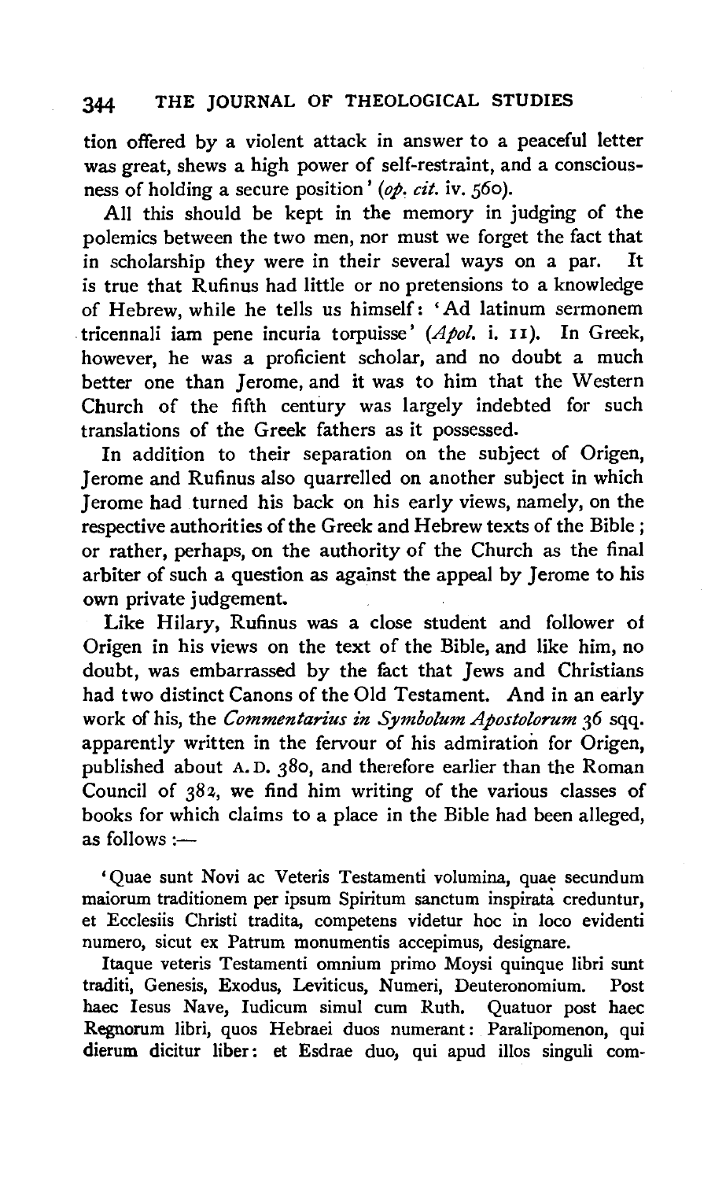tion offered by a violent attack in answer to a peaceful letter was great, shews a high power of self-restraint, and a consciousness of holding a secure position' (*op. cit.* iv. 560).

All this should be kept in the memory in judging of the polemics between the two men, nor must we forget the fact that in scholarship they were in their several ways on a par. It is true that Rufinus had little or no pretensions to a knowledge of Hebrew, while he tells us himself: 'Ad latinum sermonem tricennali iam pene incuria torpuisse' (*Apol.* i. 11). In Greek, however, he was a proficient scholar, and no doubt a much better one than Jerome, and it was to him that the Western Church of the fifth century was largely indebted for such translations of the Greek fathers as it possessed.

In addition to their separation on the subject of Origen, Jerome and Rufinus also quarrelled on another subject in which Jerome had turned his back on his early views, namely, on the respective authorities of the Greek and Hebrew texts of the Bible; or rather, perhaps, on the authority of the Church as the final arbiter of such a question as against the appeal by Jerome to his own private judgement.

Like Hilary, Rufinus was a close student and follower of Origen in his views on the text of the Bible, and like him, no doubt, was embarrassed by the fact that Jews and Christians had two distinct Canons of the Old Testament. And in an early work of his, the *Commentarius in Symbolum Apostolorum* 36 sqq. apparently written in the fervour of his admiration for Origen, published about A.D. 380, and therefore earlier than the Roman Council of 382, we find him writing of the various classes of books for which claims to a place in the Bible had been alleged, as follows :—

'Quae sunt Novi ac Veteris Testamenti volumina, quae secundum maiorum traditionem per ipsum Spiritum sanctum inspirata creduntur, et Ecclesiis Christi tradita, competens videtur hoc in loco evidenti numero, sicut ex Patrum monumentis accepimus, designare.

Itaque veteris Testamenti omnium primo Moysi quinque libri sunt traditi, Genesis, Exodus, Leviticus, Numeri, Deuteronomium. Post haec Iesus Nave, Iudicum simul cum Ruth. Quatuor post haec Regnorum libri, quos Hebraei duos numerant: Paralipomenon, qui dierum dicitur liber: et Esdrae duo, qui apud illos singuli com-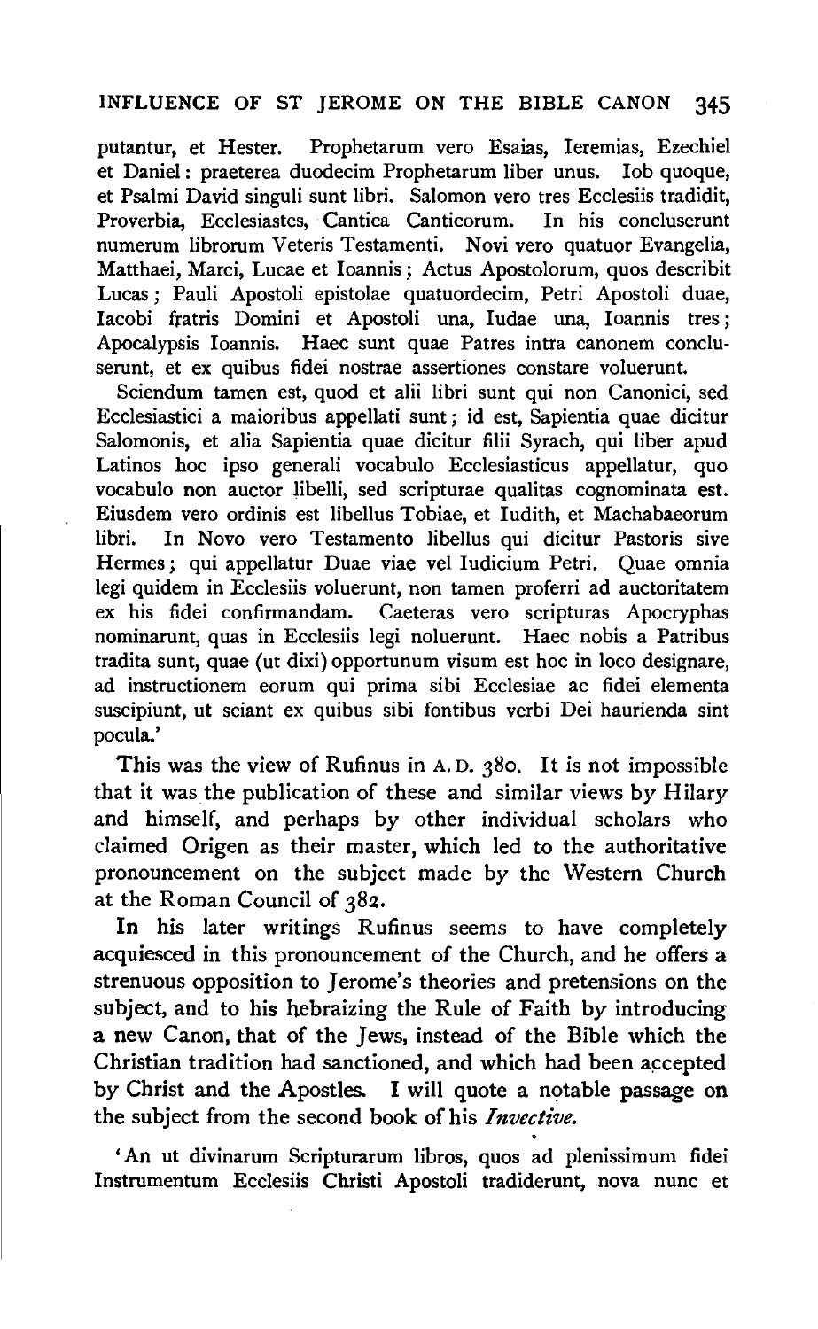putantur, et Hester. Prophetarum vero Esaias, Ieremias, Ezechiel et Daniel: praeterea duodecim Prophetarum liber unus. Iob quoque, et Psalmi David singuli sunt libri. Salomon vero tres Ecclesiis tradidit, Proverbia, Ecclesiastes, Cantica Canticorum. In his concluserunt numerum librorum Veteris Testamenti. Novi vero quatuor Evangelia, Matthaei, Marci, Lucae et Ioannis; Actus Apostolorum, quos describit Lucas; Pauli Apostoli epistolae quatuordecim, Petri Apostoli duae, Iacobi fratris Domini et Apostoli una, Iudae una, Ioannis tres; Apocalypsis Ioannis. Haec sunt quae Patres intra canonem concluserunt, et ex quibus fidei nostrae assertiones constare voluerunt.

Sciendum tamen est, quod et alii libri sunt qui non Canonici, sed Ecclesiastici a maioribus appellati sunt; id est, Sapientia quae dicitur Salomonis, et alia Sapientia quae dicitur filii Syrach, qui liber apud Latinos hoc ipso generali vocabulo Ecclesiasticus appellatur, quo vocabulo non auctor libelli, sed scripturae qualitas cognominata est. Eiusdem vero ordinis est libellus Tobiae, et Iudith, et Machabaeorum libri. In Novo vero Testamento libellus qui dicitur Pastoris sive Hermes; qui appellatur Duae viae vel Iudicium Petri. Quae omnia legi quidem in Ecclesiis voluerunt, non tamen proferri ad auctoritatem ex his fidei confirmandam. Caeteras vero scripturas Apocryphas nominarunt, quas in Ecclesiis legi noluerunt. Haec nobis a Patribus tradita sunt, quae (ut dixi) opportunum visum est hoc in loco designare, ad instructionem eorum qui prima sibi Ecclesiae ac fidei elementa suscipiunt, ut sciant ex quibus sibi fontibus verbi Dei haurienda sint pocula.'

This was the view of Rufinus in A.D. 380. It is not impossible that it was the publication of these and similar views by Hilary and himself, and perhaps by other individual scholars who claimed Origen as their master, which led to the authoritative pronouncement on the subject made by the Western Church at the Roman Council of 382.

In his later writings Rufinus seems to have completely acquiesced in this pronouncement of the Church, and he offers a strenuous opposition to Jerome's theories and pretensions on the subject, and to his hebraizing the Rule of Faith by introducing a new Canon, that of the Jews, instead of the Bible which the Christian tradition had sanctioned, and which had been accepted by Christ and the Apostles. I will quote a notable passage on the subject from the second book of his *Invective.*

'An ut divinarum Scripturarum libros, quos ad plenissimum fidei Instrumentum Ecclesiis Christi Apostoli tradiderunt, nova nunc et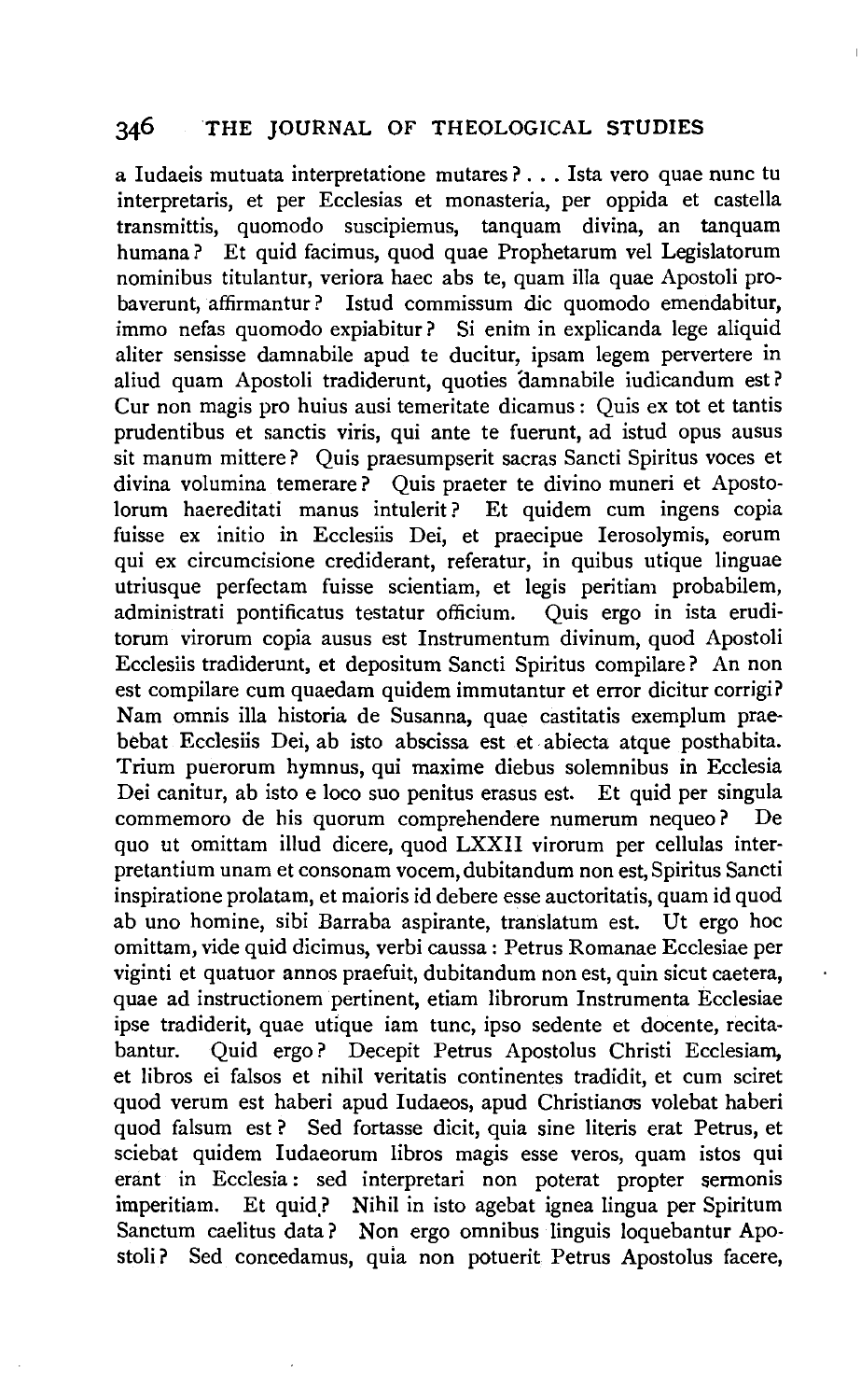a Iudaeis mutuata interpretatione mutares? . . . Ista vero quae nunc tu interpretaris, et per Ecclesias et monasteria, per oppida et castella transmittis, quomodo suscipiemus, tanquam divina, an tanquam humana? Et quid facimus, quod quae Prophetarum vel Legislatorum nominibus titulantur, veriora haec abs te, quam illa quae Apostoli probaverunt, affirmantur? Istud commissum dic quomodo emendabitur, immo nefas quomodo expiabitur? Si enim in explicanda lege aliquid aliter sensisse damnabile apud te ducitur, ipsam legem pervertere in aliud quam Apostoli tradiderunt, quoties damnabile iudicandum est? Cur non magis pro huius ausi temeritate dicamus: Quis ex tot et tantis prudentibus et sanctis viris, qui ante te fuerunt, ad istud opus ausus sit manum mittere? Quis praesumpserit sacras Sancti Spiritus voces et divina volumina temerare? Quis praeter te divino muneri et Apostolorum haereditati manus intulerit? Et quidem cum ingens copia fuisse ex initio in Ecclesiis Dei, et praecipue Ierosolymis, eorum qui ex circumcisione crediderant, referatur, in quibus utique linguae utriusque perfectam fuisse scientiam, et legis peritiam probabilem, administrati pontificatus testatur officium. Quis ergo in ista eruditorum virorum copia ausus est Instrumentum divinum, quod Apostoli Ecclesiis tradiderunt, et depositum Sancti Spiritus compilare? An non est compilare cum quaedam quidem immutantur et error dicitur corrigi? Nam omnis illa historia de Susanna, quae castitatis exemplum praebebat Ecclesiis Dei, ab isto abscissa est et abiecta atque posthabita. Trium puerorum hymnus, qui maxime diebus solemnibus in Ecclesia Dei canitur, ab isto e loco suo penitus erasus est. Et quid per singula commemoro de his quorum comprehendere numerum nequeo? De quo ut omittam illud dicere, quod LXXII virorum per cellulas interpretantium unam et consonam vocem, dubitandum non est, Spiritus Sancti inspiratione prolatam, et maioris id debere esse auctoritatis, quam id quod ab uno homine, sibi Barraba aspirante, translatum est. Ut ergo hoc omittam, vide quid dicimus, verbi caussa: Petrus Romanae Ecclesiae per viginti et quatuor annos praefuit, dubitandum non est, quin sicut caetera, quae ad instructionem pertinent, etiam librorum Instrumenta Ecclesiae ipse tradiderit, quae utique iam tunc, ipso sedente et docente, recitabantur. Quid ergo? Decepit Petrus Apostolus Christi Ecclesiam, et libros ei falsos et nihil veritatis continentes tradidit, et cum sciret quod verum est haberi apud Iudaeos, apud Christianos volebat haberi quod falsum est? Sed fortasse dicit, quia sine literis erat Petrus, et sciebat quidem Iudaeorum libros magis esse veros, quam istos qui erant in Ecclesia: sed interpretari non poterat propter sermonis imperitiam. Et quid? Nihil in isto agebat ignea lingua per Spiritum Sanctum caelitus data? Non ergo omnibus linguis loquebantur Apostoli? Sed concedamus, quia non potuerit Petrus Apostolus facere,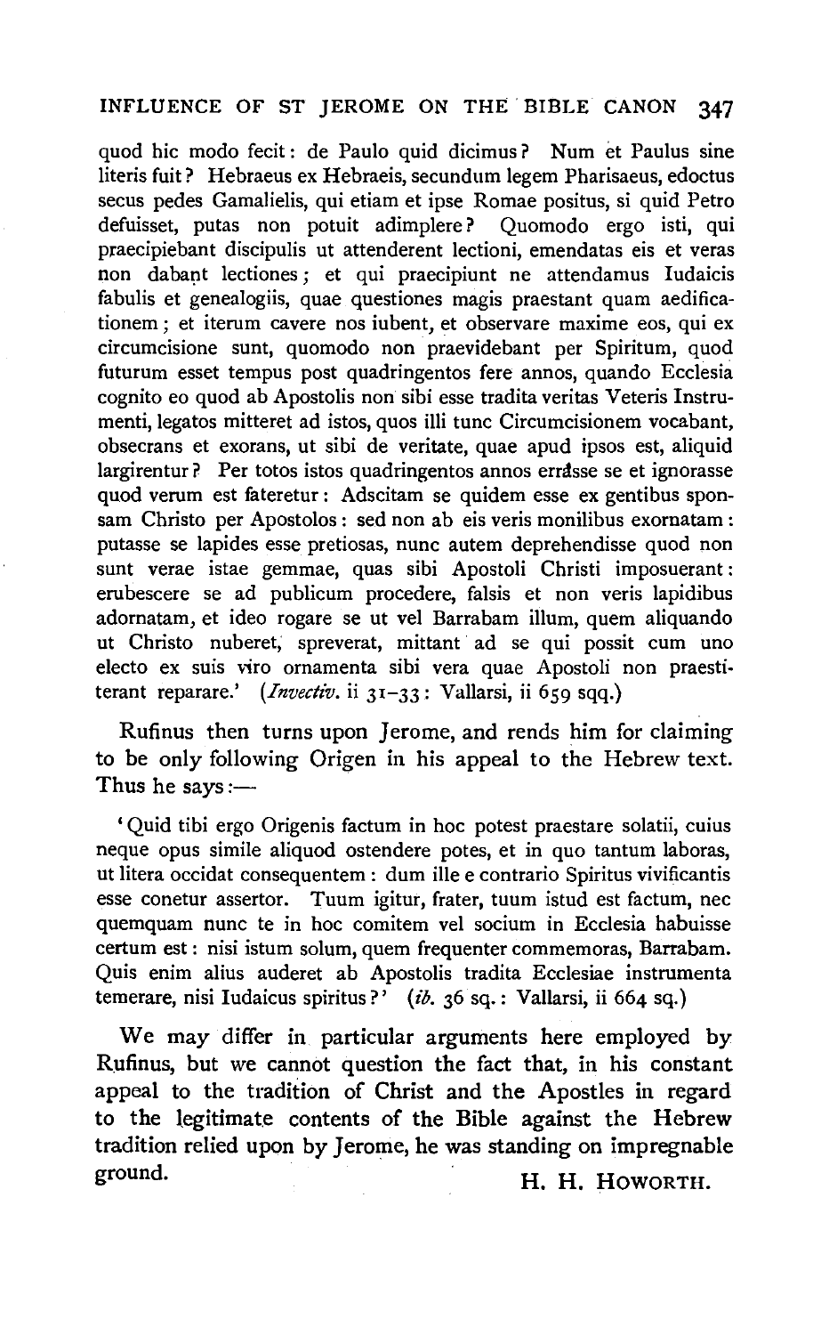quod hic modo fecit: de Paulo quid dicimus? Num et Paulus sine literis fuit? Hebraeus ex Hebraeis, secundum legem Pharisaeus, edoctus secus pedes Gamalielis, qui etiam et ipse Romae positus, si quid Petro defuisset, putas non potuit adimplere? Quomodo ergo isti, qui praecipiebant discipulis ut attenderent lectioni, emendatas eis et veras non dabant lectiones; et qui praecipiunt ne attendamus Iudaicis fabulis et genealogiis, quae questiones magis praestant quam aedificationem; et iterum cavere nos iubent, et observare maxime eos, qui ex circumcisione sunt, quomodo non praevidebant per Spiritum, quod futurum esset tempus post quadringentos fere annos, quando Ecclesia cognito eo quod ab Apostolis non sibi esse tradita veritas Veteris Instrumenti, legatos mitteret ad istos, quos illi tunc Circumcisionem vocabant, obsecrans et exorans, ut sibi de veritate, quae apud ipsos est, aliquid largirentur? Per totos istos quadringentos annos errâsse se et ignorasse quod verum est fateretur: Adscitam se quidem esse ex gentibus sponsam Christo per Apostolos: sed non ab eis veris monilibus exornatam: putasse se lapides esse pretiosas, nunc autem deprehendisse quod non sunt verae istae gemmae, quas sibi Apostoli Christi imposuerant: erubescere se ad publicum procedere, falsis et non veris lapidibus adornatam, et ideo rogare se ut vel Barrabam illum, quem aliquando ut Christo nuberet, spreverat, mittant ad se qui possit cum uno electo ex suis viro ornamenta sibi vera quae Apostoli non praestiterant reparare.' (*Invectiv.* ii 31–33: Vallarsi, ii 659 sqq.)

Rufinus then turns upon Jerome, and rends him for claiming to be only following Origen in his appeal to the Hebrew text. Thus he says:—

'Quid tibi ergo Origenis factum in hoc potest praestare solatii, cuius neque opus simile aliquod ostendere potes, et in quo tantum laboras, ut litera occidat consequentem: dum ille e contrario Spiritus vivificantis esse conetur assertor. Tuum igitur, frater, tuum istud est factum, nec quemquam nunc te in hoc comitem vel socium in Ecclesia habuisse certum est: nisi istum solum, quem frequenter commemoras, Barrabam. Quis enim alius auderet ab Apostolis tradita Ecclesiae instrumenta temerare, nisi Iudaicus spiritus?' (*ib.* 36 sq.: Vallarsi, ii 664 sq.)

We may differ in particular arguments here employed by Rufinus, but we cannot question the fact that, in his constant appeal to the tradition of Christ and the Apostles in regard to the legitimate contents of the Bible against the Hebrew tradition relied upon by Jerome, he was standing on impregnable ground.

H. H. HOWORTH.